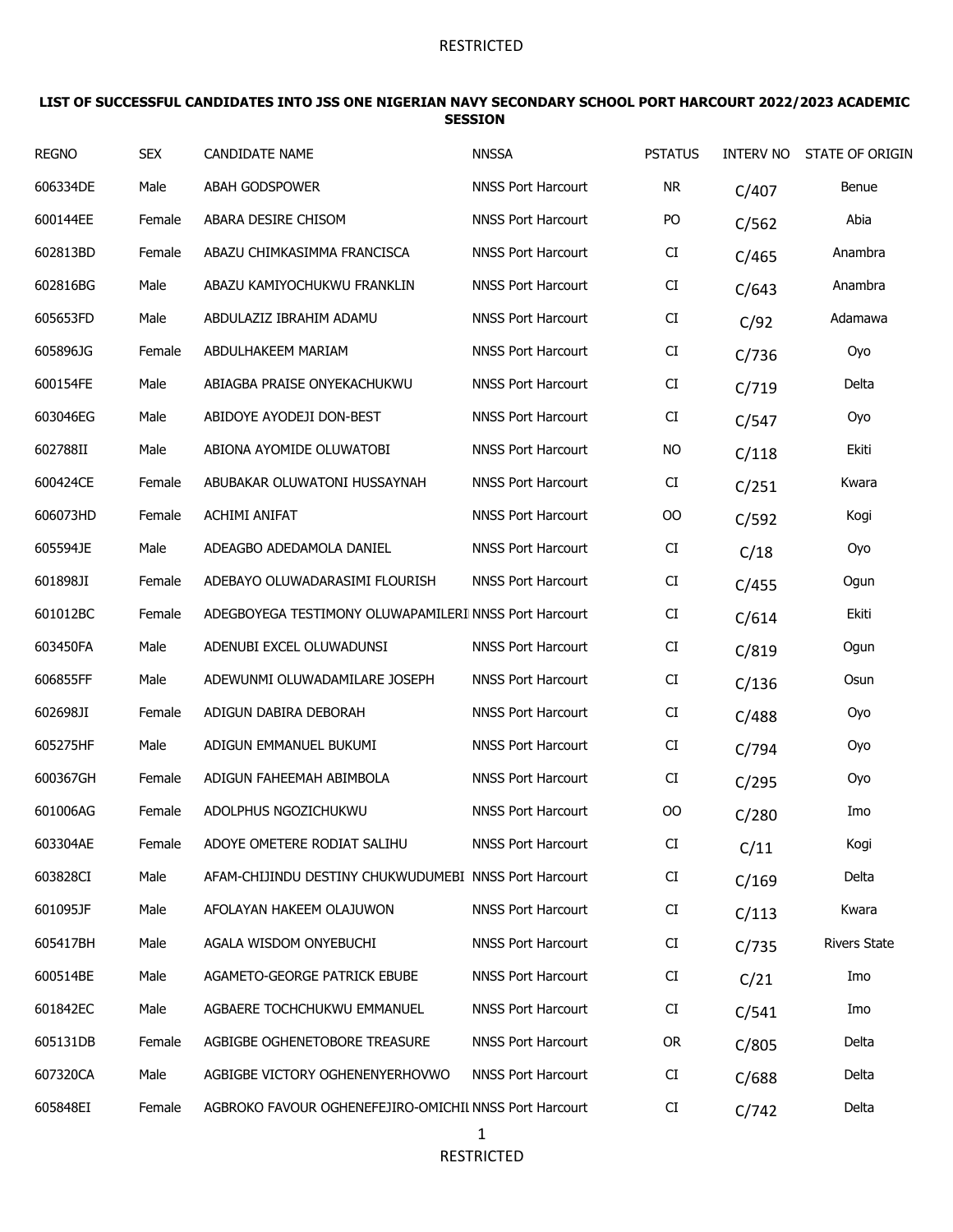RESTRICTED

**LIST OF SUCCESSFUL CANDIDATES INTO JSS ONE NIGERIAN NAVY SECONDARY SCHOOL PORT HARCOURT 2022/2023 ACADEMIC SESSION**

| REGNO | SEX | CANDIDATE NAME | NNSSA | PSTATUS | INTERV NO | STATE OF ORIGIN |
|---|---|---|---|---|---|---|
| 606334DE | Male | ABAH GODSPOWER | NNSS Port Harcourt | NR | C/407 | Benue |
| 600144EE | Female | ABARA DESIRE CHISOM | NNSS Port Harcourt | PO | C/562 | Abia |
| 602813BD | Female | ABAZU CHIMKASIMMA FRANCISCA | NNSS Port Harcourt | CI | C/465 | Anambra |
| 602816BG | Male | ABAZU KAMIYOCHUKWU FRANKLIN | NNSS Port Harcourt | CI | C/643 | Anambra |
| 605653FD | Male | ABDULAZIZ IBRAHIM ADAMU | NNSS Port Harcourt | CI | C/92 | Adamawa |
| 605896JG | Female | ABDULHAKEEM MARIAM | NNSS Port Harcourt | CI | C/736 | Oyo |
| 600154FE | Male | ABIAGBA PRAISE ONYEKACHUKWU | NNSS Port Harcourt | CI | C/719 | Delta |
| 603046EG | Male | ABIDOYE AYODEJI DON-BEST | NNSS Port Harcourt | CI | C/547 | Oyo |
| 602788II | Male | ABIONA AYOMIDE OLUWATOBI | NNSS Port Harcourt | NO | C/118 | Ekiti |
| 600424CE | Female | ABUBAKAR OLUWATONI HUSSAYNAH | NNSS Port Harcourt | CI | C/251 | Kwara |
| 606073HD | Female | ACHIMI ANIFAT | NNSS Port Harcourt | OO | C/592 | Kogi |
| 605594JE | Male | ADEAGBO ADEDAMOLA DANIEL | NNSS Port Harcourt | CI | C/18 | Oyo |
| 601898JI | Female | ADEBAYO OLUWADARASIMI FLOURISH | NNSS Port Harcourt | CI | C/455 | Ogun |
| 601012BC | Female | ADEGBOYEGA TESTIMONY OLUWAPAMILERI | NNSS Port Harcourt | CI | C/614 | Ekiti |
| 603450FA | Male | ADENUBI EXCEL OLUWADUNSI | NNSS Port Harcourt | CI | C/819 | Ogun |
| 606855FF | Male | ADEWUNMI OLUWADAMILARE JOSEPH | NNSS Port Harcourt | CI | C/136 | Osun |
| 602698JI | Female | ADIGUN DABIRA DEBORAH | NNSS Port Harcourt | CI | C/488 | Oyo |
| 605275HF | Male | ADIGUN EMMANUEL BUKUMI | NNSS Port Harcourt | CI | C/794 | Oyo |
| 600367GH | Female | ADIGUN FAHEEMAH ABIMBOLA | NNSS Port Harcourt | CI | C/295 | Oyo |
| 601006AG | Female | ADOLPHUS NGOZICHUKWU | NNSS Port Harcourt | OO | C/280 | Imo |
| 603304AE | Female | ADOYE OMETERE RODIAT SALIHU | NNSS Port Harcourt | CI | C/11 | Kogi |
| 603828CI | Male | AFAM-CHIJINDU DESTINY CHUKWUDUMEBI | NNSS Port Harcourt | CI | C/169 | Delta |
| 601095JF | Male | AFOLAYAN HAKEEM OLAJUWON | NNSS Port Harcourt | CI | C/113 | Kwara |
| 605417BH | Male | AGALA WISDOM ONYEBUCHI | NNSS Port Harcourt | CI | C/735 | Rivers State |
| 600514BE | Male | AGAMETO-GEORGE PATRICK EBUBE | NNSS Port Harcourt | CI | C/21 | Imo |
| 601842EC | Male | AGBAERE TOCHCHUKWU EMMANUEL | NNSS Port Harcourt | CI | C/541 | Imo |
| 605131DB | Female | AGBIGBE OGHENETOBORE TREASURE | NNSS Port Harcourt | OR | C/805 | Delta |
| 607320CA | Male | AGBIGBE VICTORY OGHENENYERHOVWO | NNSS Port Harcourt | CI | C/688 | Delta |
| 605848EI | Female | AGBROKO FAVOUR OGHENEFEJIRO-OMICHIL | NNSS Port Harcourt | CI | C/742 | Delta |

RESTRICTED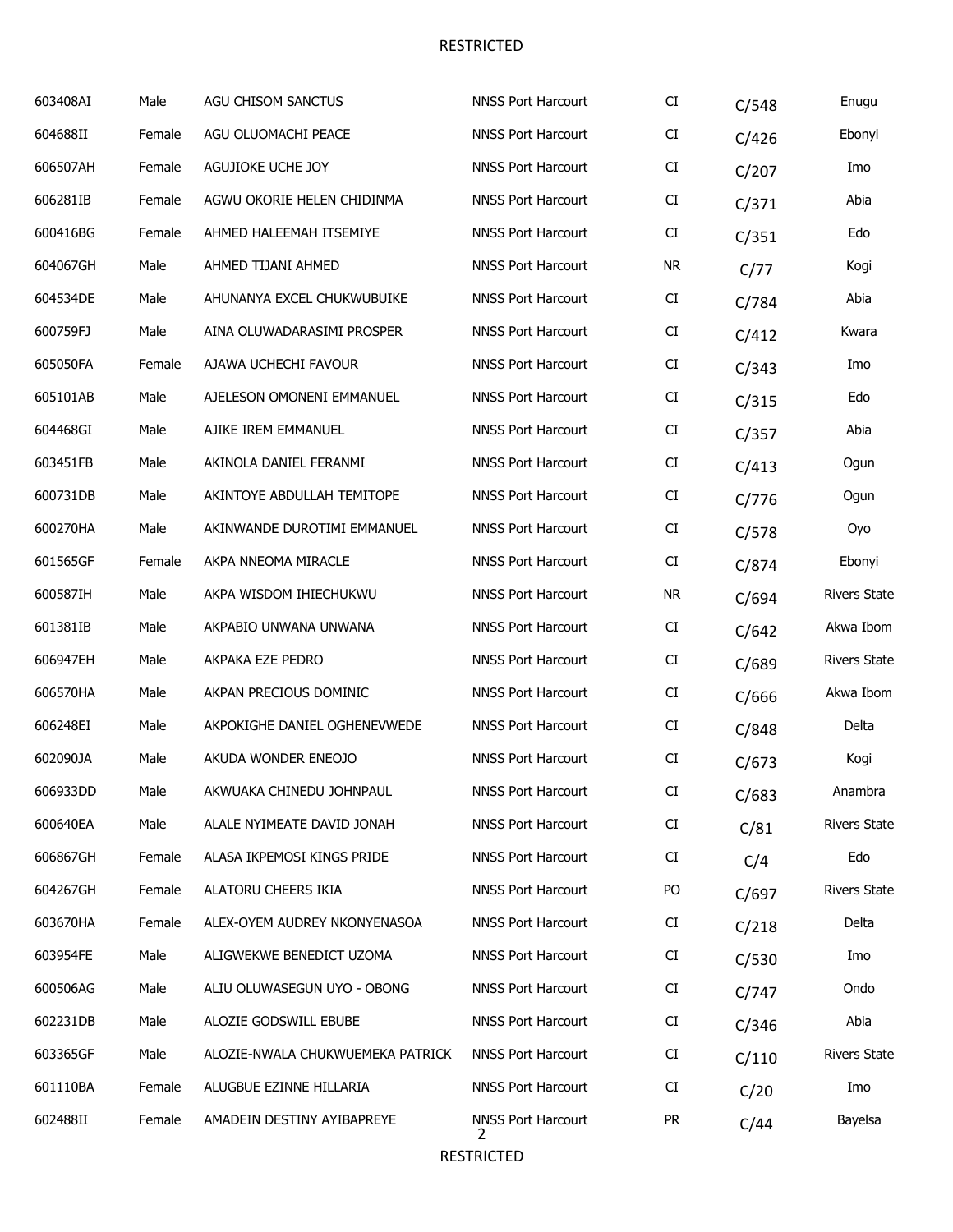| | | | | | | |
|---|---|---|---|---|---|---|
| 603408AI | Male | AGU CHISOM SANCTUS | NNSS Port Harcourt | CI | C/548 | Enugu |
| 604688II | Female | AGU OLUOMACHI PEACE | NNSS Port Harcourt | CI | C/426 | Ebonyi |
| 606507AH | Female | AGUJIOKE UCHE JOY | NNSS Port Harcourt | CI | C/207 | Imo |
| 606281IB | Female | AGWU OKORIE HELEN CHIDINMA | NNSS Port Harcourt | CI | C/371 | Abia |
| 600416BG | Female | AHMED HALEEMAH ITSEMIYE | NNSS Port Harcourt | CI | C/351 | Edo |
| 604067GH | Male | AHMED TIJANI AHMED | NNSS Port Harcourt | NR | C/77 | Kogi |
| 604534DE | Male | AHUNANYA EXCEL CHUKWUBUIKE | NNSS Port Harcourt | CI | C/784 | Abia |
| 600759FJ | Male | AINA OLUWADARASIMI PROSPER | NNSS Port Harcourt | CI | C/412 | Kwara |
| 605050FA | Female | AJAWA UCHECHI FAVOUR | NNSS Port Harcourt | CI | C/343 | Imo |
| 605101AB | Male | AJELESON OMONENI EMMANUEL | NNSS Port Harcourt | CI | C/315 | Edo |
| 604468GI | Male | AJIKE IREM EMMANUEL | NNSS Port Harcourt | CI | C/357 | Abia |
| 603451FB | Male | AKINOLA DANIEL FERANMI | NNSS Port Harcourt | CI | C/413 | Ogun |
| 600731DB | Male | AKINTOYE ABDULLAH TEMITOPE | NNSS Port Harcourt | CI | C/776 | Ogun |
| 600270HA | Male | AKINWANDE DUROTIMI EMMANUEL | NNSS Port Harcourt | CI | C/578 | Oyo |
| 601565GF | Female | AKPA NNEOMA MIRACLE | NNSS Port Harcourt | CI | C/874 | Ebonyi |
| 600587IH | Male | AKPA WISDOM IHIECHUKWU | NNSS Port Harcourt | NR | C/694 | Rivers State |
| 601381IB | Male | AKPABIO UNWANA UNWANA | NNSS Port Harcourt | CI | C/642 | Akwa Ibom |
| 606947EH | Male | AKPAKA EZE PEDRO | NNSS Port Harcourt | CI | C/689 | Rivers State |
| 606570HA | Male | AKPAN PRECIOUS DOMINIC | NNSS Port Harcourt | CI | C/666 | Akwa Ibom |
| 606248EI | Male | AKPOKIGHE DANIEL OGHENEVWEDE | NNSS Port Harcourt | CI | C/848 | Delta |
| 602090JA | Male | AKUDA WONDER ENEOJO | NNSS Port Harcourt | CI | C/673 | Kogi |
| 606933DD | Male | AKWUAKA CHINEDU JOHNPAUL | NNSS Port Harcourt | CI | C/683 | Anambra |
| 600640EA | Male | ALALE NYIMEATE DAVID JONAH | NNSS Port Harcourt | CI | C/81 | Rivers State |
| 606867GH | Female | ALASA IKPEMOSI KINGS PRIDE | NNSS Port Harcourt | CI | C/4 | Edo |
| 604267GH | Female | ALATORU CHEERS IKIA | NNSS Port Harcourt | PO | C/697 | Rivers State |
| 603670HA | Female | ALEX-OYEM AUDREY NKONYENASOA | NNSS Port Harcourt | CI | C/218 | Delta |
| 603954FE | Male | ALIGWEKWE BENEDICT UZOMA | NNSS Port Harcourt | CI | C/530 | Imo |
| 600506AG | Male | ALIU OLUWASEGUN UYO - OBONG | NNSS Port Harcourt | CI | C/747 | Ondo |
| 602231DB | Male | ALOZIE GODSWILL EBUBE | NNSS Port Harcourt | CI | C/346 | Abia |
| 603365GF | Male | ALOZIE-NWALA CHUKWUEMEKA PATRICK | NNSS Port Harcourt | CI | C/110 | Rivers State |
| 601110BA | Female | ALUGBUE EZINNE HILLARIA | NNSS Port Harcourt | CI | C/20 | Imo |
| 602488II | Female | AMADEIN DESTINY AYIBAPREYE | NNSS Port Harcourt | PR | C/44 | Bayelsa |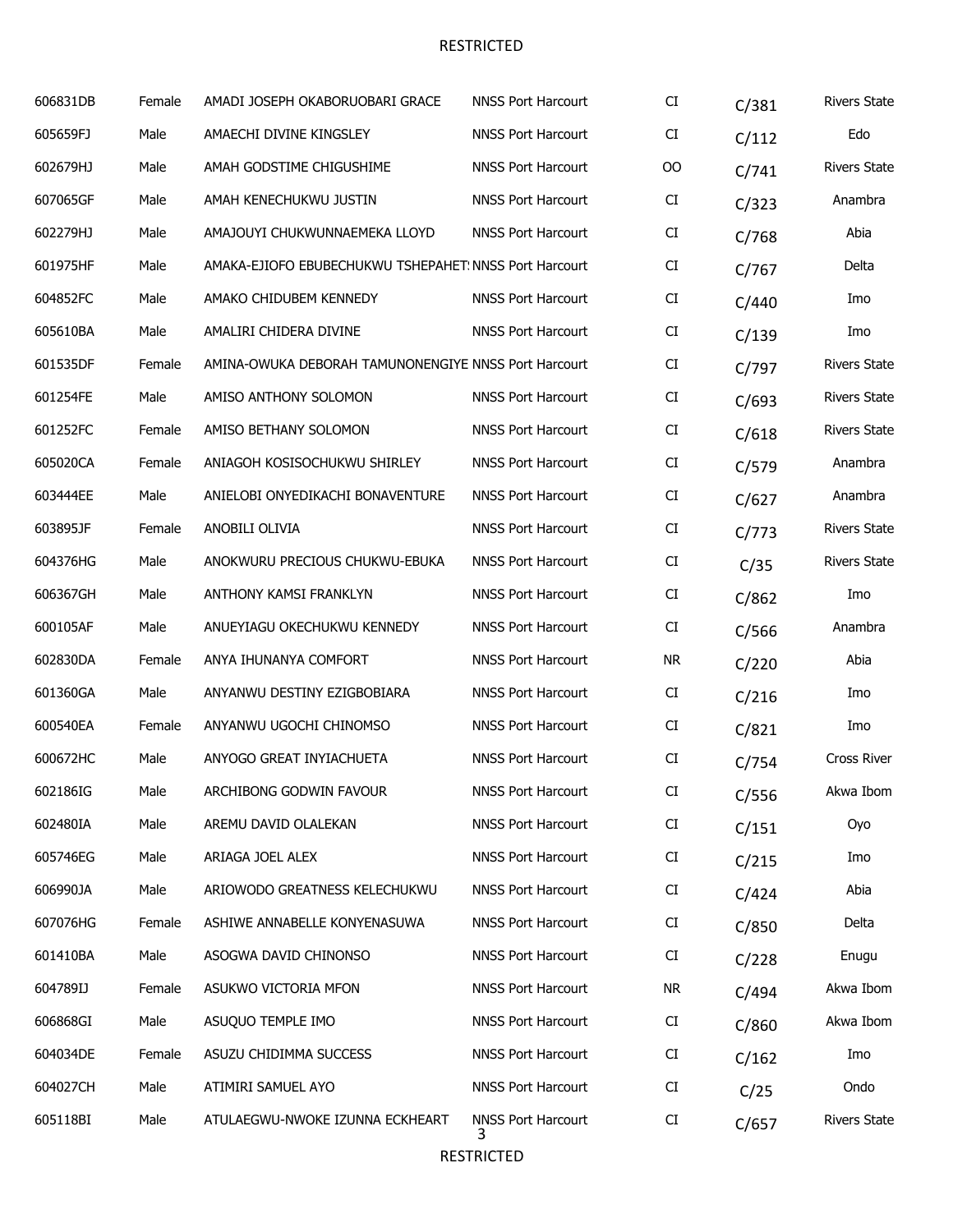| | | | | | | |
|---|---|---|---|---|---|---|
| 606831DB | Female | AMADI JOSEPH OKABORUOBARI GRACE | NNSS Port Harcourt | CI | C/381 | Rivers State |
| 605659FJ | Male | AMAECHI DIVINE KINGSLEY | NNSS Port Harcourt | CI | C/112 | Edo |
| 602679HJ | Male | AMAH GODSTIME CHIGUSHIME | NNSS Port Harcourt | OO | C/741 | Rivers State |
| 607065GF | Male | AMAH KENECHUKWU JUSTIN | NNSS Port Harcourt | CI | C/323 | Anambra |
| 602279HJ | Male | AMAJOUYI CHUKWUNNAEMEKA LLOYD | NNSS Port Harcourt | CI | C/768 | Abia |
| 601975HF | Male | AMAKA-EJIOFO EBUBECHUKWU TSHEPAHET | NNSS Port Harcourt | CI | C/767 | Delta |
| 604852FC | Male | AMAKO CHIDUBEM KENNEDY | NNSS Port Harcourt | CI | C/440 | Imo |
| 605610BA | Male | AMALIRI CHIDERA DIVINE | NNSS Port Harcourt | CI | C/139 | Imo |
| 601535DF | Female | AMINA-OWUKA DEBORAH TAMUNONENGIYE | NNSS Port Harcourt | CI | C/797 | Rivers State |
| 601254FE | Male | AMISO ANTHONY SOLOMON | NNSS Port Harcourt | CI | C/693 | Rivers State |
| 601252FC | Female | AMISO BETHANY SOLOMON | NNSS Port Harcourt | CI | C/618 | Rivers State |
| 605020CA | Female | ANIAGOH KOSISOCHUKWU SHIRLEY | NNSS Port Harcourt | CI | C/579 | Anambra |
| 603444EE | Male | ANIELOBI ONYEDIKACHI BONAVENTURE | NNSS Port Harcourt | CI | C/627 | Anambra |
| 603895JF | Female | ANOBILI OLIVIA | NNSS Port Harcourt | CI | C/773 | Rivers State |
| 604376HG | Male | ANOKWURU PRECIOUS CHUKWU-EBUKA | NNSS Port Harcourt | CI | C/35 | Rivers State |
| 606367GH | Male | ANTHONY KAMSI FRANKLYN | NNSS Port Harcourt | CI | C/862 | Imo |
| 600105AF | Male | ANUEYIAGU OKECHUKWU KENNEDY | NNSS Port Harcourt | CI | C/566 | Anambra |
| 602830DA | Female | ANYA IHUNANYA COMFORT | NNSS Port Harcourt | NR | C/220 | Abia |
| 601360GA | Male | ANYANWU DESTINY EZIGBOBIARA | NNSS Port Harcourt | CI | C/216 | Imo |
| 600540EA | Female | ANYANWU UGOCHI CHINOMSO | NNSS Port Harcourt | CI | C/821 | Imo |
| 600672HC | Male | ANYOGO GREAT INYIACHUETA | NNSS Port Harcourt | CI | C/754 | Cross River |
| 602186IG | Male | ARCHIBONG GODWIN FAVOUR | NNSS Port Harcourt | CI | C/556 | Akwa Ibom |
| 602480IA | Male | AREMU DAVID OLALEKAN | NNSS Port Harcourt | CI | C/151 | Oyo |
| 605746EG | Male | ARIAGA JOEL ALEX | NNSS Port Harcourt | CI | C/215 | Imo |
| 606990JA | Male | ARIOWODO GREATNESS KELECHUKWU | NNSS Port Harcourt | CI | C/424 | Abia |
| 607076HG | Female | ASHIWE ANNABELLE KONYENASUWA | NNSS Port Harcourt | CI | C/850 | Delta |
| 601410BA | Male | ASOGWA DAVID CHINONSO | NNSS Port Harcourt | CI | C/228 | Enugu |
| 604789IJ | Female | ASUKWO VICTORIA MFON | NNSS Port Harcourt | NR | C/494 | Akwa Ibom |
| 606868GI | Male | ASUQUO TEMPLE IMO | NNSS Port Harcourt | CI | C/860 | Akwa Ibom |
| 604034DE | Female | ASUZU CHIDIMMA SUCCESS | NNSS Port Harcourt | CI | C/162 | Imo |
| 604027CH | Male | ATIMIRI SAMUEL AYO | NNSS Port Harcourt | CI | C/25 | Ondo |
| 605118BI | Male | ATULAEGWU-NWOKE IZUNNA ECKHEART | NNSS Port Harcourt | CI | C/657 | Rivers State |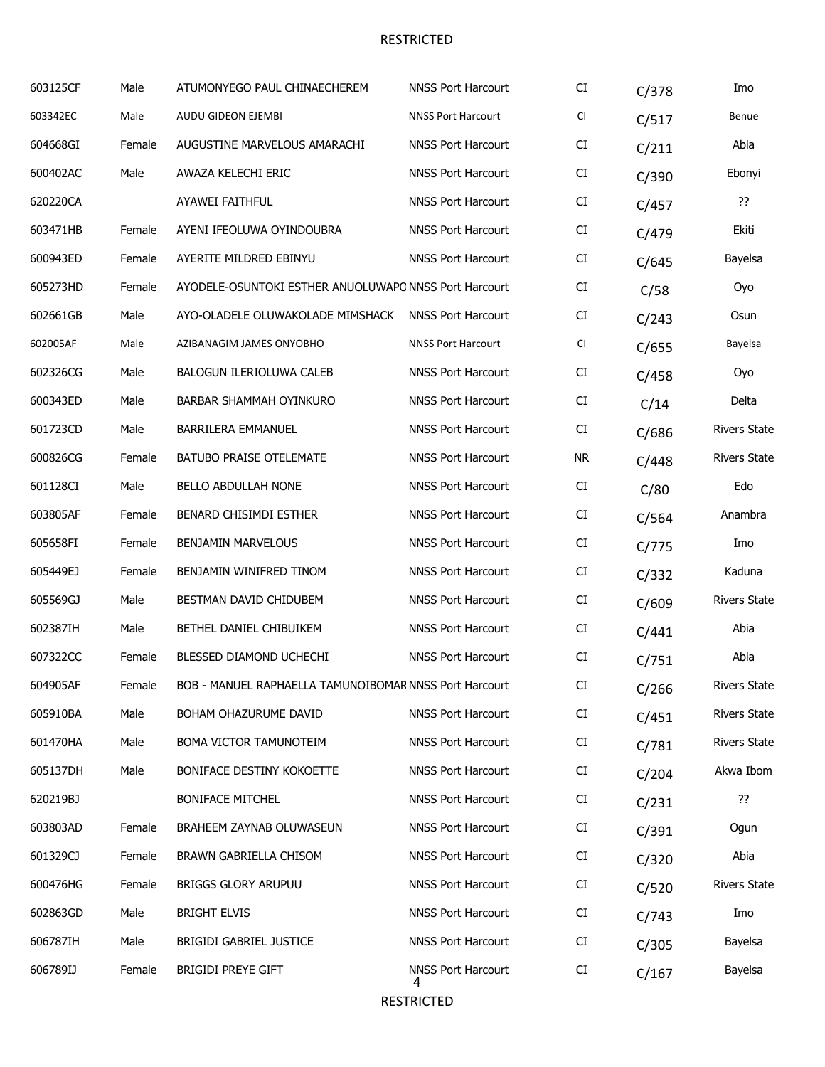| 603125CF | Male | ATUMONYEGO PAUL CHINAECHEREM | NNSS Port Harcourt | CI | C/378 | Imo |
|---|---|---|---|---|---|---|
| 603342EC | Male | AUDU GIDEON EJEMBI | NNSS Port Harcourt | CI | C/517 | Benue |
| 604668GI | Female | AUGUSTINE MARVELOUS AMARACHI | NNSS Port Harcourt | CI | C/211 | Abia |
| 600402AC | Male | AWAZA KELECHI ERIC | NNSS Port Harcourt | CI | C/390 | Ebonyi |
| 620220CA | | AYAWEI FAITHFUL | NNSS Port Harcourt | CI | C/457 | ?? |
| 603471HB | Female | AYENI IFEOLUWA OYINDOUBRA | NNSS Port Harcourt | CI | C/479 | Ekiti |
| 600943ED | Female | AYERITE MILDRED EBINYU | NNSS Port Harcourt | CI | C/645 | Bayelsa |
| 605273HD | Female | AYODELE-OSUNTOKI ESTHER ANUOLUWAPO | NNSS Port Harcourt | CI | C/58 | Oyo |
| 602661GB | Male | AYO-OLADELE OLUWAKOLADE MIMSHACK | NNSS Port Harcourt | CI | C/243 | Osun |
| 602005AF | Male | AZIBANAGIM JAMES ONYOBHO | NNSS Port Harcourt | CI | C/655 | Bayelsa |
| 602326CG | Male | BALOGUN ILERIOLUWA CALEB | NNSS Port Harcourt | CI | C/458 | Oyo |
| 600343ED | Male | BARBAR SHAMMAH OYINKURO | NNSS Port Harcourt | CI | C/14 | Delta |
| 601723CD | Male | BARRILERA EMMANUEL | NNSS Port Harcourt | CI | C/686 | Rivers State |
| 600826CG | Female | BATUBO PRAISE OTELEMATE | NNSS Port Harcourt | NR | C/448 | Rivers State |
| 601128CI | Male | BELLO ABDULLAH NONE | NNSS Port Harcourt | CI | C/80 | Edo |
| 603805AF | Female | BENARD CHISIMDI ESTHER | NNSS Port Harcourt | CI | C/564 | Anambra |
| 605658FI | Female | BENJAMIN MARVELOUS | NNSS Port Harcourt | CI | C/775 | Imo |
| 605449EJ | Female | BENJAMIN WINIFRED TINOM | NNSS Port Harcourt | CI | C/332 | Kaduna |
| 605569GJ | Male | BESTMAN DAVID CHIDUBEM | NNSS Port Harcourt | CI | C/609 | Rivers State |
| 602387IH | Male | BETHEL DANIEL CHIBUIKEM | NNSS Port Harcourt | CI | C/441 | Abia |
| 607322CC | Female | BLESSED DIAMOND UCHECHI | NNSS Port Harcourt | CI | C/751 | Abia |
| 604905AF | Female | BOB - MANUEL RAPHAELLA TAMUNOIBOMAR | NNSS Port Harcourt | CI | C/266 | Rivers State |
| 605910BA | Male | BOHAM OHAZURUME DAVID | NNSS Port Harcourt | CI | C/451 | Rivers State |
| 601470HA | Male | BOMA VICTOR TAMUNOTEIM | NNSS Port Harcourt | CI | C/781 | Rivers State |
| 605137DH | Male | BONIFACE DESTINY KOKOETTE | NNSS Port Harcourt | CI | C/204 | Akwa Ibom |
| 620219BJ | | BONIFACE MITCHEL | NNSS Port Harcourt | CI | C/231 | ?? |
| 603803AD | Female | BRAHEEM ZAYNAB OLUWASEUN | NNSS Port Harcourt | CI | C/391 | Ogun |
| 601329CJ | Female | BRAWN GABRIELLA CHISOM | NNSS Port Harcourt | CI | C/320 | Abia |
| 600476HG | Female | BRIGGS GLORY ARUPUU | NNSS Port Harcourt | CI | C/520 | Rivers State |
| 602863GD | Male | BRIGHT ELVIS | NNSS Port Harcourt | CI | C/743 | Imo |
| 606787IH | Male | BRIGIDI GABRIEL JUSTICE | NNSS Port Harcourt | CI | C/305 | Bayelsa |
| 606789IJ | Female | BRIGIDI PREYE GIFT | NNSS Port Harcourt | CI | C/167 | Bayelsa |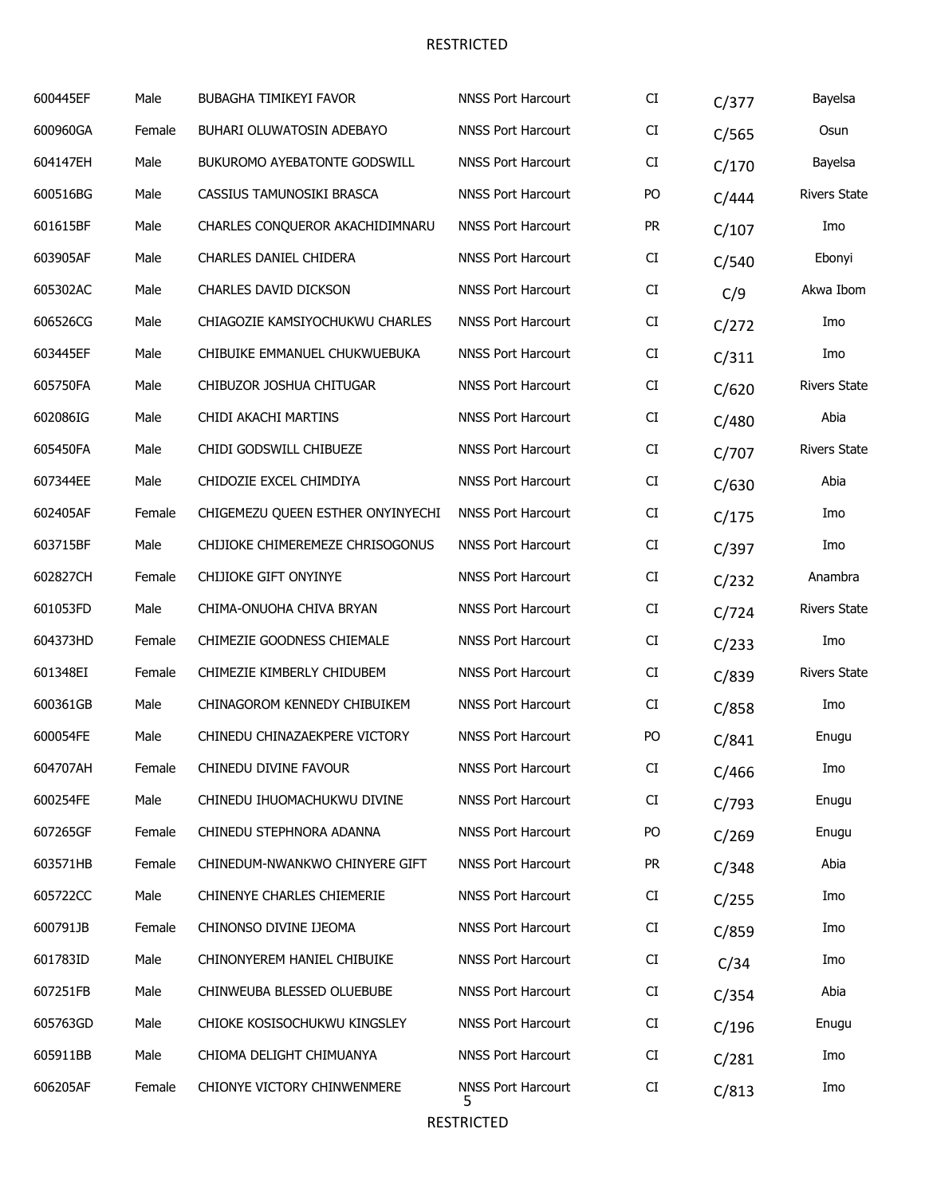| | | | | | | |
|---|---|---|---|---|---|---|
| 600445EF | Male | BUBAGHA TIMIKEYI FAVOR | NNSS Port Harcourt | CI | C/377 | Bayelsa |
| 600960GA | Female | BUHARI OLUWATOSIN ADEBAYO | NNSS Port Harcourt | CI | C/565 | Osun |
| 604147EH | Male | BUKUROMO AYEBATONTE GODSWILL | NNSS Port Harcourt | CI | C/170 | Bayelsa |
| 600516BG | Male | CASSIUS TAMUNOSIKI BRASCA | NNSS Port Harcourt | PO | C/444 | Rivers State |
| 601615BF | Male | CHARLES CONQUEROR AKACHIDIMNARU | NNSS Port Harcourt | PR | C/107 | Imo |
| 603905AF | Male | CHARLES DANIEL CHIDERA | NNSS Port Harcourt | CI | C/540 | Ebonyi |
| 605302AC | Male | CHARLES DAVID DICKSON | NNSS Port Harcourt | CI | C/9 | Akwa Ibom |
| 606526CG | Male | CHIAGOZIE KAMSIYOCHUKWU CHARLES | NNSS Port Harcourt | CI | C/272 | Imo |
| 603445EF | Male | CHIBUIKE EMMANUEL CHUKWUEBUKA | NNSS Port Harcourt | CI | C/311 | Imo |
| 605750FA | Male | CHIBUZOR JOSHUA CHITUGAR | NNSS Port Harcourt | CI | C/620 | Rivers State |
| 602086IG | Male | CHIDI AKACHI MARTINS | NNSS Port Harcourt | CI | C/480 | Abia |
| 605450FA | Male | CHIDI GODSWILL CHIBUEZE | NNSS Port Harcourt | CI | C/707 | Rivers State |
| 607344EE | Male | CHIDOZIE EXCEL CHIMDIYA | NNSS Port Harcourt | CI | C/630 | Abia |
| 602405AF | Female | CHIGEMEZU QUEEN ESTHER ONYINYECHI | NNSS Port Harcourt | CI | C/175 | Imo |
| 603715BF | Male | CHIJIOKE CHIMEREMEZE CHRISOGONUS | NNSS Port Harcourt | CI | C/397 | Imo |
| 602827CH | Female | CHIJIOKE GIFT ONYINYE | NNSS Port Harcourt | CI | C/232 | Anambra |
| 601053FD | Male | CHIMA-ONUOHA CHIVA BRYAN | NNSS Port Harcourt | CI | C/724 | Rivers State |
| 604373HD | Female | CHIMEZIE GOODNESS CHIEMALE | NNSS Port Harcourt | CI | C/233 | Imo |
| 601348EI | Female | CHIMEZIE KIMBERLY CHIDUBEM | NNSS Port Harcourt | CI | C/839 | Rivers State |
| 600361GB | Male | CHINAGOROM KENNEDY CHIBUIKEM | NNSS Port Harcourt | CI | C/858 | Imo |
| 600054FE | Male | CHINEDU CHINAZAEKPERE VICTORY | NNSS Port Harcourt | PO | C/841 | Enugu |
| 604707AH | Female | CHINEDU DIVINE FAVOUR | NNSS Port Harcourt | CI | C/466 | Imo |
| 600254FE | Male | CHINEDU IHUOMACHUKWU DIVINE | NNSS Port Harcourt | CI | C/793 | Enugu |
| 607265GF | Female | CHINEDU STEPHNORA ADANNA | NNSS Port Harcourt | PO | C/269 | Enugu |
| 603571HB | Female | CHINEDUM-NWANKWO CHINYERE GIFT | NNSS Port Harcourt | PR | C/348 | Abia |
| 605722CC | Male | CHINENYE CHARLES CHIEMERIE | NNSS Port Harcourt | CI | C/255 | Imo |
| 600791JB | Female | CHINONSO DIVINE IJEOMA | NNSS Port Harcourt | CI | C/859 | Imo |
| 601783ID | Male | CHINONYEREM HANIEL CHIBUIKE | NNSS Port Harcourt | CI | C/34 | Imo |
| 607251FB | Male | CHINWEUBA BLESSED OLUEBUBE | NNSS Port Harcourt | CI | C/354 | Abia |
| 605763GD | Male | CHIOKE KOSISOCHUKWU KINGSLEY | NNSS Port Harcourt | CI | C/196 | Enugu |
| 605911BB | Male | CHIOMA DELIGHT CHIMUANYA | NNSS Port Harcourt | CI | C/281 | Imo |
| 606205AF | Female | CHIONYE VICTORY CHINWENMERE | NNSS Port Harcourt | CI | C/813 | Imo |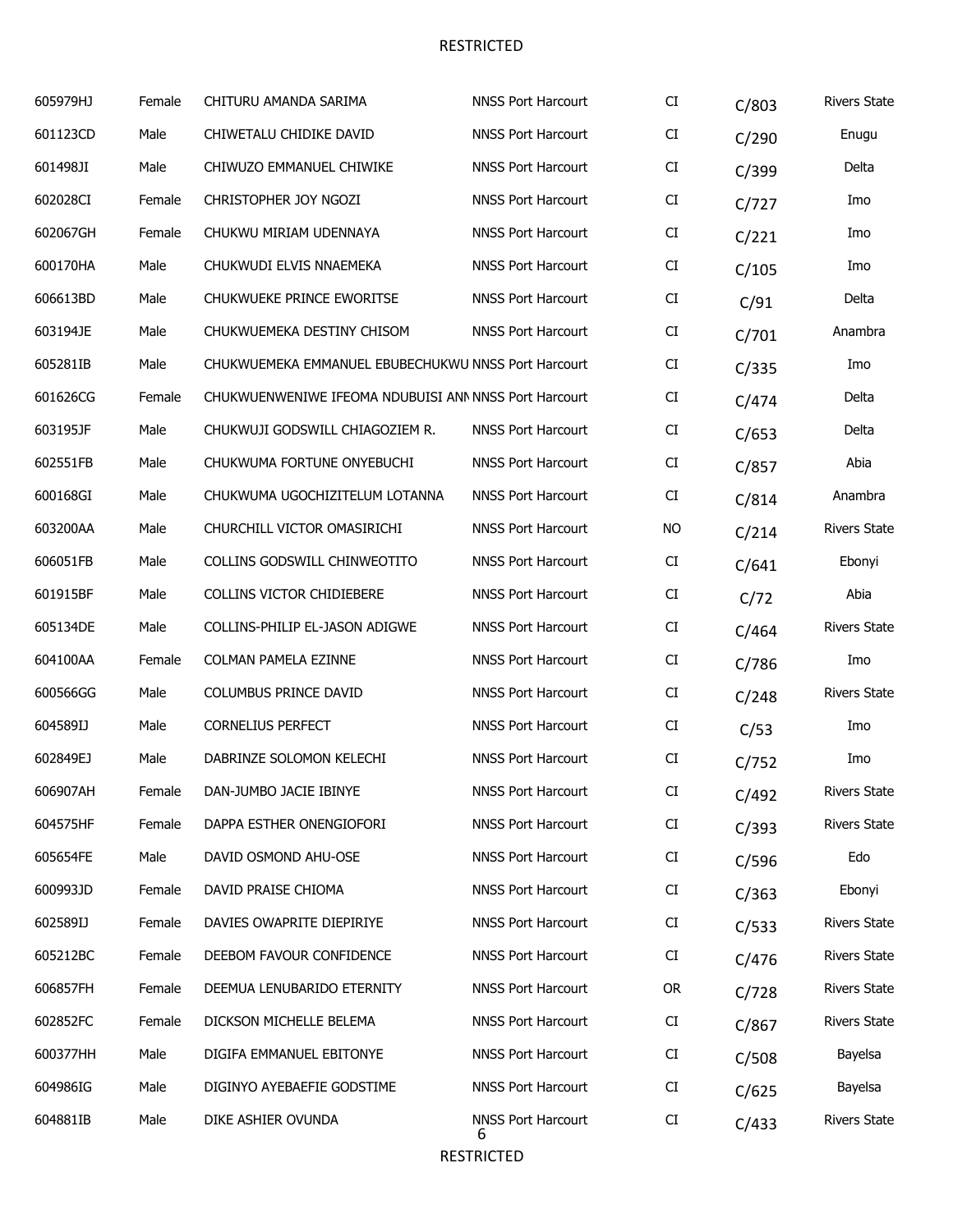| | | | | | | |
|---|---|---|---|---|---|---|
| 605979HJ | Female | CHITURU AMANDA SARIMA | NNSS Port Harcourt | CI | C/803 | Rivers State |
| 601123CD | Male | CHIWETALU CHIDIKE DAVID | NNSS Port Harcourt | CI | C/290 | Enugu |
| 601498JI | Male | CHIWUZO EMMANUEL CHIWIKE | NNSS Port Harcourt | CI | C/399 | Delta |
| 602028CI | Female | CHRISTOPHER JOY NGOZI | NNSS Port Harcourt | CI | C/727 | Imo |
| 602067GH | Female | CHUKWU MIRIAM UDENNAYA | NNSS Port Harcourt | CI | C/221 | Imo |
| 600170HA | Male | CHUKWUDI ELVIS NNAEMEKA | NNSS Port Harcourt | CI | C/105 | Imo |
| 606613BD | Male | CHUKWUEKE PRINCE EWORITSE | NNSS Port Harcourt | CI | C/91 | Delta |
| 603194JE | Male | CHUKWUEMEKA DESTINY CHISOM | NNSS Port Harcourt | CI | C/701 | Anambra |
| 605281IB | Male | CHUKWUEMEKA EMMANUEL EBUBECHUKWU | NNSS Port Harcourt | CI | C/335 | Imo |
| 601626CG | Female | CHUKWUENWENIWE IFEOMA NDUBUISI ANN | NNSS Port Harcourt | CI | C/474 | Delta |
| 603195JF | Male | CHUKWUJI GODSWILL CHIAGOZIEM R. | NNSS Port Harcourt | CI | C/653 | Delta |
| 602551FB | Male | CHUKWUMA FORTUNE ONYEBUCHI | NNSS Port Harcourt | CI | C/857 | Abia |
| 600168GI | Male | CHUKWUMA UGOCHIZITELUM LOTANNA | NNSS Port Harcourt | CI | C/814 | Anambra |
| 603200AA | Male | CHURCHILL VICTOR OMASIRICHI | NNSS Port Harcourt | NO | C/214 | Rivers State |
| 606051FB | Male | COLLINS GODSWILL CHINWEOTITO | NNSS Port Harcourt | CI | C/641 | Ebonyi |
| 601915BF | Male | COLLINS VICTOR CHIDIEBERE | NNSS Port Harcourt | CI | C/72 | Abia |
| 605134DE | Male | COLLINS-PHILIP EL-JASON ADIGWE | NNSS Port Harcourt | CI | C/464 | Rivers State |
| 604100AA | Female | COLMAN PAMELA EZINNE | NNSS Port Harcourt | CI | C/786 | Imo |
| 600566GG | Male | COLUMBUS PRINCE DAVID | NNSS Port Harcourt | CI | C/248 | Rivers State |
| 604589IJ | Male | CORNELIUS PERFECT | NNSS Port Harcourt | CI | C/53 | Imo |
| 602849EJ | Male | DABRINZE SOLOMON KELECHI | NNSS Port Harcourt | CI | C/752 | Imo |
| 606907AH | Female | DAN-JUMBO JACIE IBINYE | NNSS Port Harcourt | CI | C/492 | Rivers State |
| 604575HF | Female | DAPPA ESTHER ONENGIOFORI | NNSS Port Harcourt | CI | C/393 | Rivers State |
| 605654FE | Male | DAVID OSMOND AHU-OSE | NNSS Port Harcourt | CI | C/596 | Edo |
| 600993JD | Female | DAVID PRAISE CHIOMA | NNSS Port Harcourt | CI | C/363 | Ebonyi |
| 602589IJ | Female | DAVIES OWAPRITE DIEPIRIYE | NNSS Port Harcourt | CI | C/533 | Rivers State |
| 605212BC | Female | DEEBOM FAVOUR CONFIDENCE | NNSS Port Harcourt | CI | C/476 | Rivers State |
| 606857FH | Female | DEEMUA LENUBARIDO ETERNITY | NNSS Port Harcourt | OR | C/728 | Rivers State |
| 602852FC | Female | DICKSON MICHELLE BELEMA | NNSS Port Harcourt | CI | C/867 | Rivers State |
| 600377HH | Male | DIGIFA EMMANUEL EBITONYE | NNSS Port Harcourt | CI | C/508 | Bayelsa |
| 604986IG | Male | DIGINYO AYEBAEFIE GODSTIME | NNSS Port Harcourt | CI | C/625 | Bayelsa |
| 604881IB | Male | DIKE ASHIER OVUNDA | NNSS Port Harcourt | CI | C/433 | Rivers State |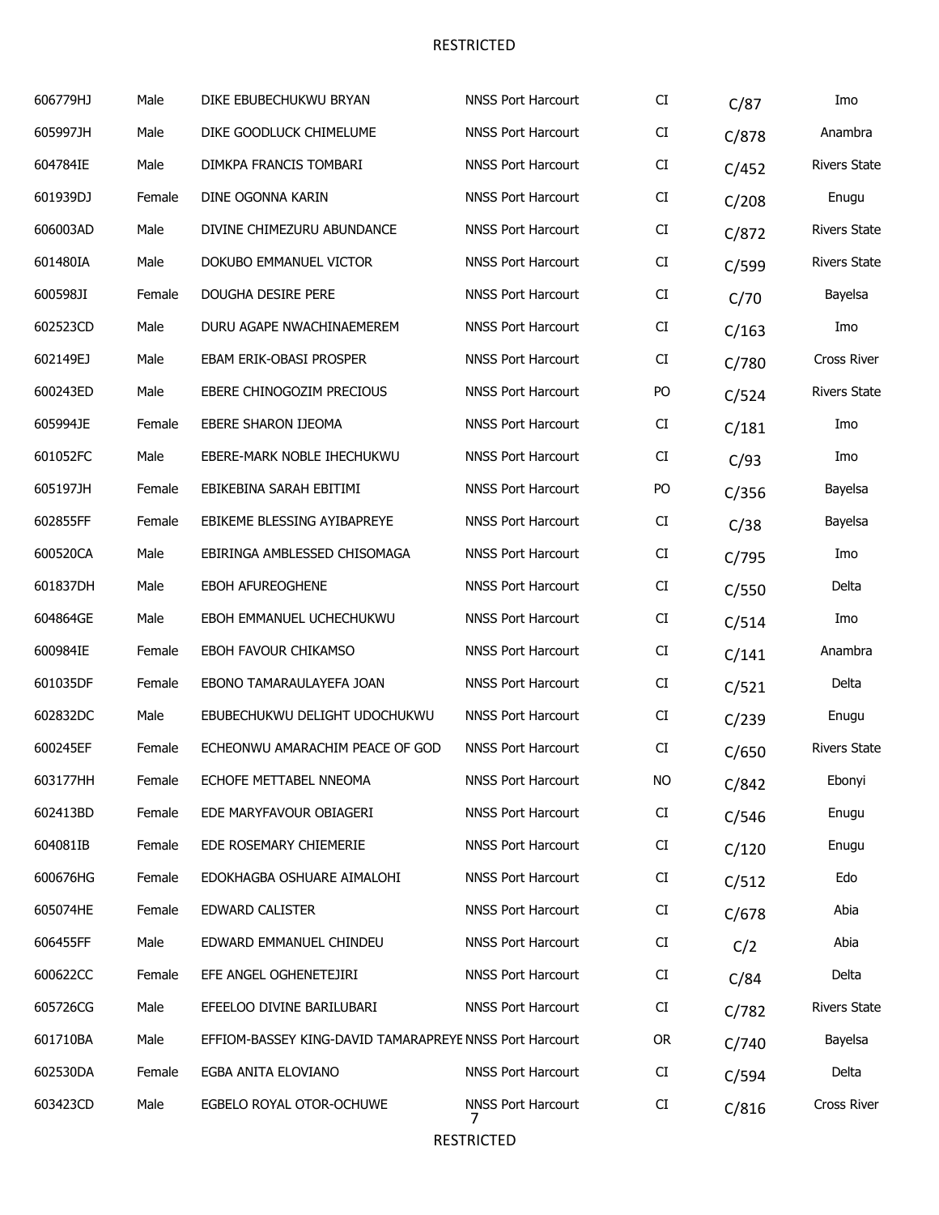| | | | | | | |
|---|---|---|---|---|---|---|
| 606779HJ | Male | DIKE EBUBECHUKWU BRYAN | NNSS Port Harcourt | CI | C/87 | Imo |
| 605997JH | Male | DIKE GOODLUCK CHIMELUME | NNSS Port Harcourt | CI | C/878 | Anambra |
| 604784IE | Male | DIMKPA FRANCIS TOMBARI | NNSS Port Harcourt | CI | C/452 | Rivers State |
| 601939DJ | Female | DINE OGONNA KARIN | NNSS Port Harcourt | CI | C/208 | Enugu |
| 606003AD | Male | DIVINE CHIMEZURU ABUNDANCE | NNSS Port Harcourt | CI | C/872 | Rivers State |
| 601480IA | Male | DOKUBO EMMANUEL VICTOR | NNSS Port Harcourt | CI | C/599 | Rivers State |
| 600598JI | Female | DOUGHA DESIRE PERE | NNSS Port Harcourt | CI | C/70 | Bayelsa |
| 602523CD | Male | DURU AGAPE NWACHINAEMEREM | NNSS Port Harcourt | CI | C/163 | Imo |
| 602149EJ | Male | EBAM ERIK-OBASI PROSPER | NNSS Port Harcourt | CI | C/780 | Cross River |
| 600243ED | Male | EBERE CHINOGOZIM PRECIOUS | NNSS Port Harcourt | PO | C/524 | Rivers State |
| 605994JE | Female | EBERE SHARON IJEOMA | NNSS Port Harcourt | CI | C/181 | Imo |
| 601052FC | Male | EBERE-MARK NOBLE IHECHUKWU | NNSS Port Harcourt | CI | C/93 | Imo |
| 605197JH | Female | EBIKEBINA SARAH EBITIMI | NNSS Port Harcourt | PO | C/356 | Bayelsa |
| 602855FF | Female | EBIKEME BLESSING AYIBAPREYE | NNSS Port Harcourt | CI | C/38 | Bayelsa |
| 600520CA | Male | EBIRINGA AMBLESSED CHISOMAGA | NNSS Port Harcourt | CI | C/795 | Imo |
| 601837DH | Male | EBOH AFUREOGHENE | NNSS Port Harcourt | CI | C/550 | Delta |
| 604864GE | Male | EBOH EMMANUEL UCHECHUKWU | NNSS Port Harcourt | CI | C/514 | Imo |
| 600984IE | Female | EBOH FAVOUR CHIKAMSO | NNSS Port Harcourt | CI | C/141 | Anambra |
| 601035DF | Female | EBONO TAMARAULAYEFA JOAN | NNSS Port Harcourt | CI | C/521 | Delta |
| 602832DC | Male | EBUBECHUKWU DELIGHT UDOCHUKWU | NNSS Port Harcourt | CI | C/239 | Enugu |
| 600245EF | Female | ECHEONWU AMARACHIM PEACE OF GOD | NNSS Port Harcourt | CI | C/650 | Rivers State |
| 603177HH | Female | ECHOFE METTABEL NNEOMA | NNSS Port Harcourt | NO | C/842 | Ebonyi |
| 602413BD | Female | EDE MARYFAVOUR OBIAGERI | NNSS Port Harcourt | CI | C/546 | Enugu |
| 604081IB | Female | EDE ROSEMARY CHIEMERIE | NNSS Port Harcourt | CI | C/120 | Enugu |
| 600676HG | Female | EDOKHAGBA OSHUARE AIMALOHI | NNSS Port Harcourt | CI | C/512 | Edo |
| 605074HE | Female | EDWARD CALISTER | NNSS Port Harcourt | CI | C/678 | Abia |
| 606455FF | Male | EDWARD EMMANUEL CHINDEU | NNSS Port Harcourt | CI | C/2 | Abia |
| 600622CC | Female | EFE ANGEL OGHENETEJIRI | NNSS Port Harcourt | CI | C/84 | Delta |
| 605726CG | Male | EFEELOO DIVINE BARILUBARI | NNSS Port Harcourt | CI | C/782 | Rivers State |
| 601710BA | Male | EFFIOM-BASSEY KING-DAVID TAMARAPREYE | NNSS Port Harcourt | OR | C/740 | Bayelsa |
| 602530DA | Female | EGBA ANITA ELOVIANO | NNSS Port Harcourt | CI | C/594 | Delta |
| 603423CD | Male | EGBELO ROYAL OTOR-OCHUWE | NNSS Port Harcourt | CI | C/816 | Cross River |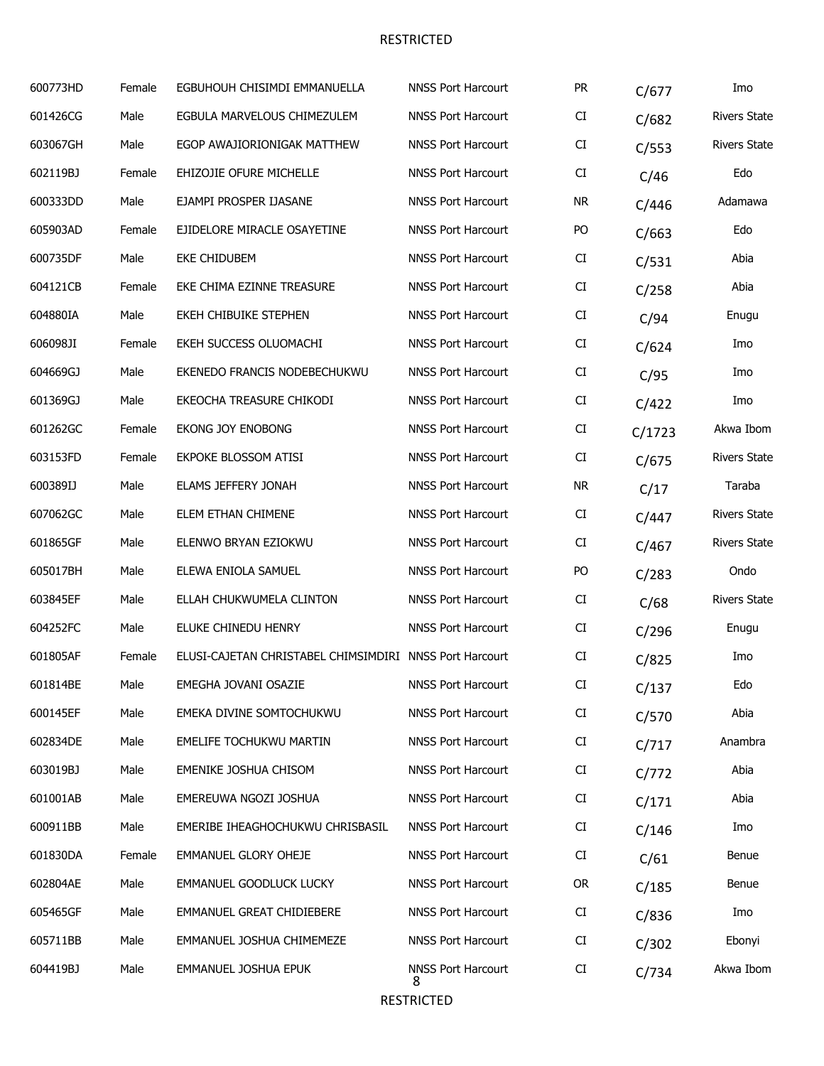| | | | | | | |
|---|---|---|---|---|---|---|
| 600773HD | Female | EGBUHOUH CHISIMDI EMMANUELLA | NNSS Port Harcourt | PR | C/677 | Imo |
| 601426CG | Male | EGBULA MARVELOUS CHIMEZULEM | NNSS Port Harcourt | CI | C/682 | Rivers State |
| 603067GH | Male | EGOP AWAJIORIONIGAK MATTHEW | NNSS Port Harcourt | CI | C/553 | Rivers State |
| 602119BJ | Female | EHIZOJIE OFURE MICHELLE | NNSS Port Harcourt | CI | C/46 | Edo |
| 600333DD | Male | EJAMPI PROSPER IJASANE | NNSS Port Harcourt | NR | C/446 | Adamawa |
| 605903AD | Female | EJIDELORE MIRACLE OSAYETINE | NNSS Port Harcourt | PO | C/663 | Edo |
| 600735DF | Male | EKE CHIDUBEM | NNSS Port Harcourt | CI | C/531 | Abia |
| 604121CB | Female | EKE CHIMA EZINNE TREASURE | NNSS Port Harcourt | CI | C/258 | Abia |
| 604880IA | Male | EKEH CHIBUIKE STEPHEN | NNSS Port Harcourt | CI | C/94 | Enugu |
| 606098JI | Female | EKEH SUCCESS OLUOMACHI | NNSS Port Harcourt | CI | C/624 | Imo |
| 604669GJ | Male | EKENEDO FRANCIS NODEBECHUKWU | NNSS Port Harcourt | CI | C/95 | Imo |
| 601369GJ | Male | EKEOCHA TREASURE CHIKODI | NNSS Port Harcourt | CI | C/422 | Imo |
| 601262GC | Female | EKONG JOY ENOBONG | NNSS Port Harcourt | CI | C/1723 | Akwa Ibom |
| 603153FD | Female | EKPOKE BLOSSOM ATISI | NNSS Port Harcourt | CI | C/675 | Rivers State |
| 600389IJ | Male | ELAMS JEFFERY JONAH | NNSS Port Harcourt | NR | C/17 | Taraba |
| 607062GC | Male | ELEM ETHAN CHIMENE | NNSS Port Harcourt | CI | C/447 | Rivers State |
| 601865GF | Male | ELENWO BRYAN EZIOKWU | NNSS Port Harcourt | CI | C/467 | Rivers State |
| 605017BH | Male | ELEWA ENIOLA SAMUEL | NNSS Port Harcourt | PO | C/283 | Ondo |
| 603845EF | Male | ELLAH CHUKWUMELA CLINTON | NNSS Port Harcourt | CI | C/68 | Rivers State |
| 604252FC | Male | ELUKE CHINEDU HENRY | NNSS Port Harcourt | CI | C/296 | Enugu |
| 601805AF | Female | ELUSI-CAJETAN CHRISTABEL CHIMSIMDIRI | NNSS Port Harcourt | CI | C/825 | Imo |
| 601814BE | Male | EMEGHA JOVANI OSAZIE | NNSS Port Harcourt | CI | C/137 | Edo |
| 600145EF | Male | EMEKA DIVINE SOMTOCHUKWU | NNSS Port Harcourt | CI | C/570 | Abia |
| 602834DE | Male | EMELIFE TOCHUKWU MARTIN | NNSS Port Harcourt | CI | C/717 | Anambra |
| 603019BJ | Male | EMENIKE JOSHUA CHISOM | NNSS Port Harcourt | CI | C/772 | Abia |
| 601001AB | Male | EMEREUWA NGOZI JOSHUA | NNSS Port Harcourt | CI | C/171 | Abia |
| 600911BB | Male | EMERIBE IHEAGHOCHUKWU CHRISBASIL | NNSS Port Harcourt | CI | C/146 | Imo |
| 601830DA | Female | EMMANUEL GLORY OHEJE | NNSS Port Harcourt | CI | C/61 | Benue |
| 602804AE | Male | EMMANUEL GOODLUCK LUCKY | NNSS Port Harcourt | OR | C/185 | Benue |
| 605465GF | Male | EMMANUEL GREAT CHIDIEBERE | NNSS Port Harcourt | CI | C/836 | Imo |
| 605711BB | Male | EMMANUEL JOSHUA CHIMEMEZE | NNSS Port Harcourt | CI | C/302 | Ebonyi |
| 604419BJ | Male | EMMANUEL JOSHUA EPUK | NNSS Port Harcourt | CI | C/734 | Akwa Ibom |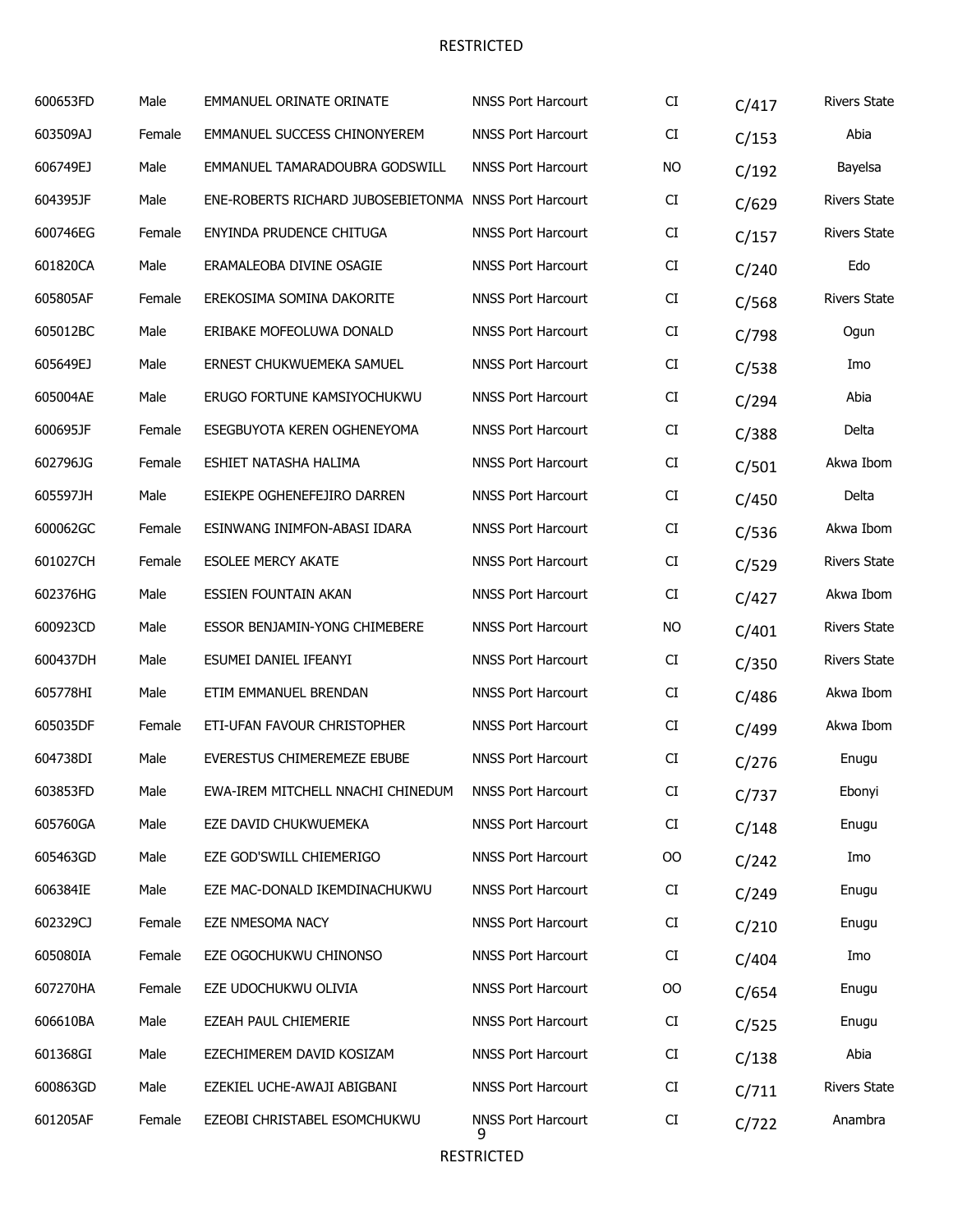| | | | | | | |
|---|---|---|---|---|---|---|
| 600653FD | Male | EMMANUEL ORINATE ORINATE | NNSS Port Harcourt | CI | C/417 | Rivers State |
| 603509AJ | Female | EMMANUEL SUCCESS CHINONYEREM | NNSS Port Harcourt | CI | C/153 | Abia |
| 606749EJ | Male | EMMANUEL TAMARADOUBRA GODSWILL | NNSS Port Harcourt | NO | C/192 | Bayelsa |
| 604395JF | Male | ENE-ROBERTS RICHARD JUBOSEBIETONMA | NNSS Port Harcourt | CI | C/629 | Rivers State |
| 600746EG | Female | ENYINDA PRUDENCE CHITUGA | NNSS Port Harcourt | CI | C/157 | Rivers State |
| 601820CA | Male | ERAMALEOBA DIVINE OSAGIE | NNSS Port Harcourt | CI | C/240 | Edo |
| 605805AF | Female | EREKOSIMA SOMINA DAKORITE | NNSS Port Harcourt | CI | C/568 | Rivers State |
| 605012BC | Male | ERIBAKE MOFEOLUWA DONALD | NNSS Port Harcourt | CI | C/798 | Ogun |
| 605649EJ | Male | ERNEST CHUKWUEMEKA SAMUEL | NNSS Port Harcourt | CI | C/538 | Imo |
| 605004AE | Male | ERUGO FORTUNE KAMSIYOCHUKWU | NNSS Port Harcourt | CI | C/294 | Abia |
| 600695JF | Female | ESEGBUYOTA KEREN OGHENEYOMA | NNSS Port Harcourt | CI | C/388 | Delta |
| 602796JG | Female | ESHIET NATASHA HALIMA | NNSS Port Harcourt | CI | C/501 | Akwa Ibom |
| 605597JH | Male | ESIEKPE OGHENEFEJIRO DARREN | NNSS Port Harcourt | CI | C/450 | Delta |
| 600062GC | Female | ESINWANG INIMFON-ABASI IDARA | NNSS Port Harcourt | CI | C/536 | Akwa Ibom |
| 601027CH | Female | ESOLEE MERCY AKATE | NNSS Port Harcourt | CI | C/529 | Rivers State |
| 602376HG | Male | ESSIEN FOUNTAIN AKAN | NNSS Port Harcourt | CI | C/427 | Akwa Ibom |
| 600923CD | Male | ESSOR BENJAMIN-YONG CHIMEBERE | NNSS Port Harcourt | NO | C/401 | Rivers State |
| 600437DH | Male | ESUMEI DANIEL IFEANYI | NNSS Port Harcourt | CI | C/350 | Rivers State |
| 605778HI | Male | ETIM EMMANUEL BRENDAN | NNSS Port Harcourt | CI | C/486 | Akwa Ibom |
| 605035DF | Female | ETI-UFAN FAVOUR CHRISTOPHER | NNSS Port Harcourt | CI | C/499 | Akwa Ibom |
| 604738DI | Male | EVERESTUS CHIMEREMEZE EBUBE | NNSS Port Harcourt | CI | C/276 | Enugu |
| 603853FD | Male | EWA-IREM MITCHELL NNACHI CHINEDUM | NNSS Port Harcourt | CI | C/737 | Ebonyi |
| 605760GA | Male | EZE DAVID CHUKWUEMEKA | NNSS Port Harcourt | CI | C/148 | Enugu |
| 605463GD | Male | EZE GOD'SWILL CHIEMERIGO | NNSS Port Harcourt | OO | C/242 | Imo |
| 606384IE | Male | EZE MAC-DONALD IKEMDINACHUKWU | NNSS Port Harcourt | CI | C/249 | Enugu |
| 602329CJ | Female | EZE NMESOMA NACY | NNSS Port Harcourt | CI | C/210 | Enugu |
| 605080IA | Female | EZE OGOCHUKWU CHINONSO | NNSS Port Harcourt | CI | C/404 | Imo |
| 607270HA | Female | EZE UDOCHUKWU OLIVIA | NNSS Port Harcourt | OO | C/654 | Enugu |
| 606610BA | Male | EZEAH PAUL CHIEMERIE | NNSS Port Harcourt | CI | C/525 | Enugu |
| 601368GI | Male | EZECHIMEREM DAVID KOSIZAM | NNSS Port Harcourt | CI | C/138 | Abia |
| 600863GD | Male | EZEKIEL UCHE-AWAJI ABIGBANI | NNSS Port Harcourt | CI | C/711 | Rivers State |
| 601205AF | Female | EZEOBI CHRISTABEL ESOMCHUKWU | NNSS Port Harcourt | CI | C/722 | Anambra |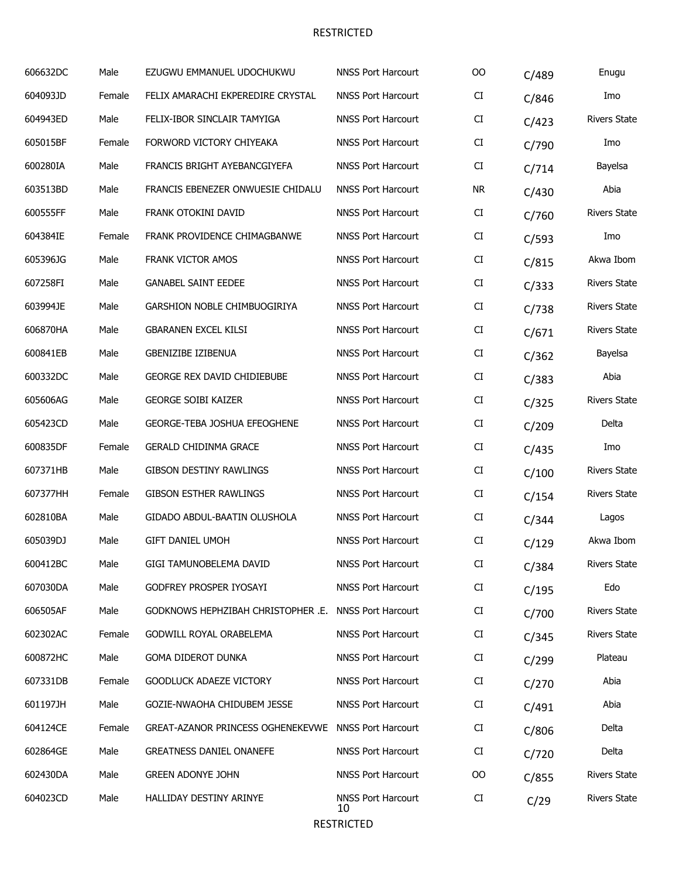| | | | | | | |
|---|---|---|---|---|---|---|
| 606632DC | Male | EZUGWU EMMANUEL UDOCHUKWU | NNSS Port Harcourt | OO | C/489 | Enugu |
| 604093JD | Female | FELIX AMARACHI EKPEREDIRE CRYSTAL | NNSS Port Harcourt | CI | C/846 | Imo |
| 604943ED | Male | FELIX-IBOR SINCLAIR TAMYIGA | NNSS Port Harcourt | CI | C/423 | Rivers State |
| 605015BF | Female | FORWORD VICTORY CHIYEAKA | NNSS Port Harcourt | CI | C/790 | Imo |
| 600280IA | Male | FRANCIS BRIGHT AYEBANCGIYEFA | NNSS Port Harcourt | CI | C/714 | Bayelsa |
| 603513BD | Male | FRANCIS EBENEZER ONWUESIE CHIDALU | NNSS Port Harcourt | NR | C/430 | Abia |
| 600555FF | Male | FRANK OTOKINI DAVID | NNSS Port Harcourt | CI | C/760 | Rivers State |
| 604384IE | Female | FRANK PROVIDENCE CHIMAGBANWE | NNSS Port Harcourt | CI | C/593 | Imo |
| 605396JG | Male | FRANK VICTOR AMOS | NNSS Port Harcourt | CI | C/815 | Akwa Ibom |
| 607258FI | Male | GANABEL SAINT EEDEE | NNSS Port Harcourt | CI | C/333 | Rivers State |
| 603994JE | Male | GARSHION NOBLE CHIMBUOGIRIYA | NNSS Port Harcourt | CI | C/738 | Rivers State |
| 606870HA | Male | GBARANEN EXCEL KILSI | NNSS Port Harcourt | CI | C/671 | Rivers State |
| 600841EB | Male | GBENIZIBE IZIBENUA | NNSS Port Harcourt | CI | C/362 | Bayelsa |
| 600332DC | Male | GEORGE REX DAVID CHIDIEBUBE | NNSS Port Harcourt | CI | C/383 | Abia |
| 605606AG | Male | GEORGE SOIBI KAIZER | NNSS Port Harcourt | CI | C/325 | Rivers State |
| 605423CD | Male | GEORGE-TEBA JOSHUA EFEOGHENE | NNSS Port Harcourt | CI | C/209 | Delta |
| 600835DF | Female | GERALD CHIDINMA GRACE | NNSS Port Harcourt | CI | C/435 | Imo |
| 607371HB | Male | GIBSON DESTINY RAWLINGS | NNSS Port Harcourt | CI | C/100 | Rivers State |
| 607377HH | Female | GIBSON ESTHER RAWLINGS | NNSS Port Harcourt | CI | C/154 | Rivers State |
| 602810BA | Male | GIDADO ABDUL-BAATIN OLUSHOLA | NNSS Port Harcourt | CI | C/344 | Lagos |
| 605039DJ | Male | GIFT DANIEL UMOH | NNSS Port Harcourt | CI | C/129 | Akwa Ibom |
| 600412BC | Male | GIGI TAMUNOBELEMA DAVID | NNSS Port Harcourt | CI | C/384 | Rivers State |
| 607030DA | Male | GODFREY PROSPER IYOSAYI | NNSS Port Harcourt | CI | C/195 | Edo |
| 606505AF | Male | GODKNOWS HEPHZIBAH CHRISTOPHER .E. | NNSS Port Harcourt | CI | C/700 | Rivers State |
| 602302AC | Female | GODWILL ROYAL ORABELEMA | NNSS Port Harcourt | CI | C/345 | Rivers State |
| 600872HC | Male | GOMA DIDEROT DUNKA | NNSS Port Harcourt | CI | C/299 | Plateau |
| 607331DB | Female | GOODLUCK ADAEZE VICTORY | NNSS Port Harcourt | CI | C/270 | Abia |
| 601197JH | Male | GOZIE-NWAOHA CHIDUBEM JESSE | NNSS Port Harcourt | CI | C/491 | Abia |
| 604124CE | Female | GREAT-AZANOR PRINCESS OGHENEKEVWE | NNSS Port Harcourt | CI | C/806 | Delta |
| 602864GE | Male | GREATNESS DANIEL ONANEFE | NNSS Port Harcourt | CI | C/720 | Delta |
| 602430DA | Male | GREEN ADONYE JOHN | NNSS Port Harcourt | OO | C/855 | Rivers State |
| 604023CD | Male | HALLIDAY DESTINY ARINYE | NNSS Port Harcourt | CI | C/29 | Rivers State |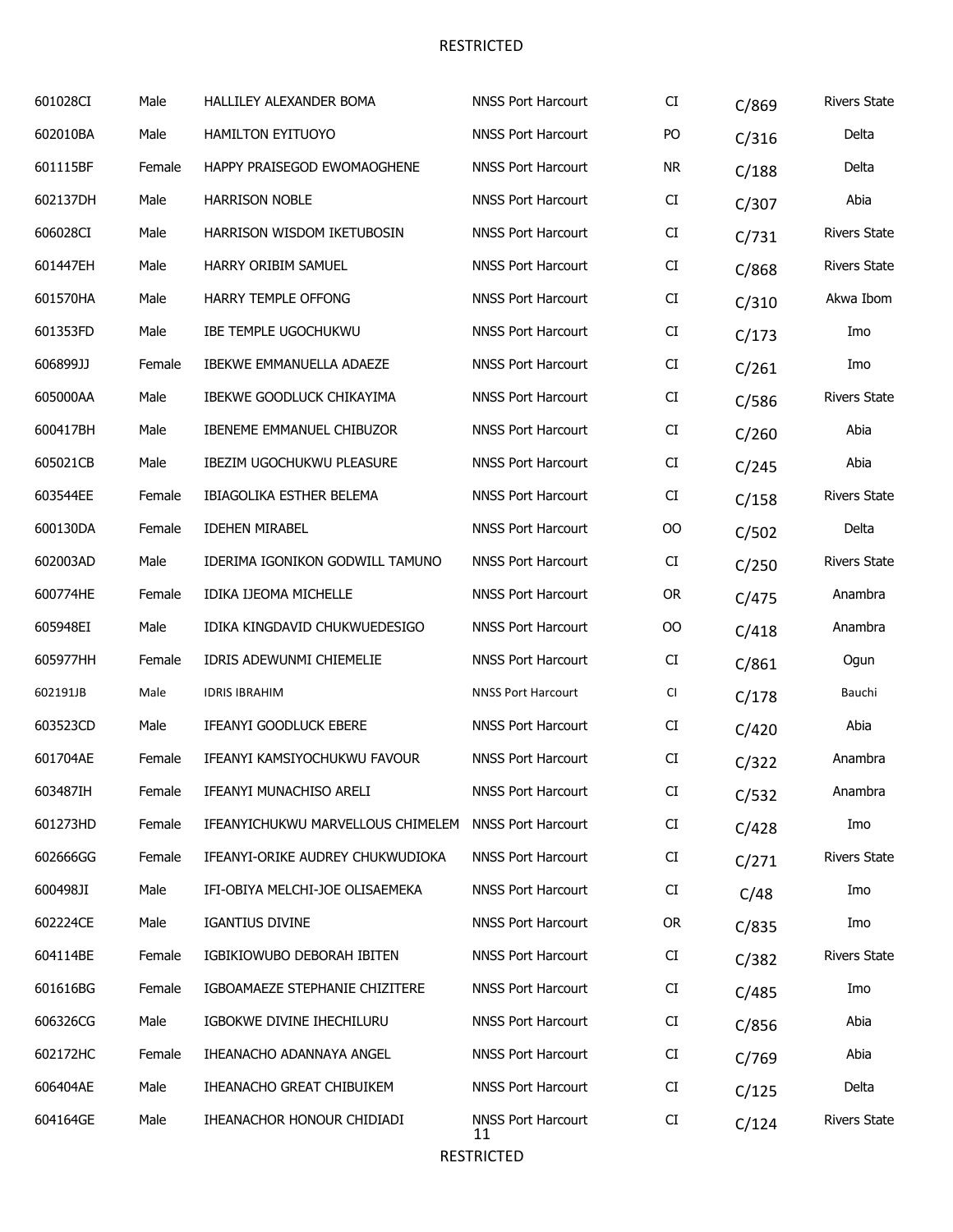| | | | | | | |
|---|---|---|---|---|---|---|
| 601028CI | Male | HALLILEY ALEXANDER BOMA | NNSS Port Harcourt | CI | C/869 | Rivers State |
| 602010BA | Male | HAMILTON EYITUOYO | NNSS Port Harcourt | PO | C/316 | Delta |
| 601115BF | Female | HAPPY PRAISEGOD EWOMAOGHENE | NNSS Port Harcourt | NR | C/188 | Delta |
| 602137DH | Male | HARRISON NOBLE | NNSS Port Harcourt | CI | C/307 | Abia |
| 606028CI | Male | HARRISON WISDOM IKETUBOSIN | NNSS Port Harcourt | CI | C/731 | Rivers State |
| 601447EH | Male | HARRY ORIBIM SAMUEL | NNSS Port Harcourt | CI | C/868 | Rivers State |
| 601570HA | Male | HARRY TEMPLE OFFONG | NNSS Port Harcourt | CI | C/310 | Akwa Ibom |
| 601353FD | Male | IBE TEMPLE UGOCHUKWU | NNSS Port Harcourt | CI | C/173 | Imo |
| 606899JJ | Female | IBEKWE EMMANUELLA ADAEZE | NNSS Port Harcourt | CI | C/261 | Imo |
| 605000AA | Male | IBEKWE GOODLUCK CHIKAYIMA | NNSS Port Harcourt | CI | C/586 | Rivers State |
| 600417BH | Male | IBENEME EMMANUEL CHIBUZOR | NNSS Port Harcourt | CI | C/260 | Abia |
| 605021CB | Male | IBEZIM UGOCHUKWU PLEASURE | NNSS Port Harcourt | CI | C/245 | Abia |
| 603544EE | Female | IBIAGOLIKA ESTHER BELEMA | NNSS Port Harcourt | CI | C/158 | Rivers State |
| 600130DA | Female | IDEHEN MIRABEL | NNSS Port Harcourt | OO | C/502 | Delta |
| 602003AD | Male | IDERIMA IGONIKON GODWILL TAMUNO | NNSS Port Harcourt | CI | C/250 | Rivers State |
| 600774HE | Female | IDIKA IJEOMA MICHELLE | NNSS Port Harcourt | OR | C/475 | Anambra |
| 605948EI | Male | IDIKA KINGDAVID CHUKWUEDESIGO | NNSS Port Harcourt | OO | C/418 | Anambra |
| 605977HH | Female | IDRIS ADEWUNMI CHIEMELIE | NNSS Port Harcourt | CI | C/861 | Ogun |
| 602191JB | Male | IDRIS IBRAHIM | NNSS Port Harcourt | CI | C/178 | Bauchi |
| 603523CD | Male | IFEANYI GOODLUCK EBERE | NNSS Port Harcourt | CI | C/420 | Abia |
| 601704AE | Female | IFEANYI KAMSIYOCHUKWU FAVOUR | NNSS Port Harcourt | CI | C/322 | Anambra |
| 603487IH | Female | IFEANYI MUNACHISO ARELI | NNSS Port Harcourt | CI | C/532 | Anambra |
| 601273HD | Female | IFEANYICHUKWU MARVELLOUS CHIMELEM | NNSS Port Harcourt | CI | C/428 | Imo |
| 602666GG | Female | IFEANYI-ORIKE AUDREY CHUKWUDIOKA | NNSS Port Harcourt | CI | C/271 | Rivers State |
| 600498JI | Male | IFI-OBIYA MELCHI-JOE OLISAEMEKA | NNSS Port Harcourt | CI | C/48 | Imo |
| 602224CE | Male | IGANTIUS DIVINE | NNSS Port Harcourt | OR | C/835 | Imo |
| 604114BE | Female | IGBIKIOWUBO DEBORAH IBITEN | NNSS Port Harcourt | CI | C/382 | Rivers State |
| 601616BG | Female | IGBOAMAEZE STEPHANIE CHIZITERE | NNSS Port Harcourt | CI | C/485 | Imo |
| 606326CG | Male | IGBOKWE DIVINE IHECHILURU | NNSS Port Harcourt | CI | C/856 | Abia |
| 602172HC | Female | IHEANACHO ADANNAYA ANGEL | NNSS Port Harcourt | CI | C/769 | Abia |
| 606404AE | Male | IHEANACHO GREAT CHIBUIKEM | NNSS Port Harcourt | CI | C/125 | Delta |
| 604164GE | Male | IHEANACHOR HONOUR CHIDIADI | NNSS Port Harcourt | CI | C/124 | Rivers State |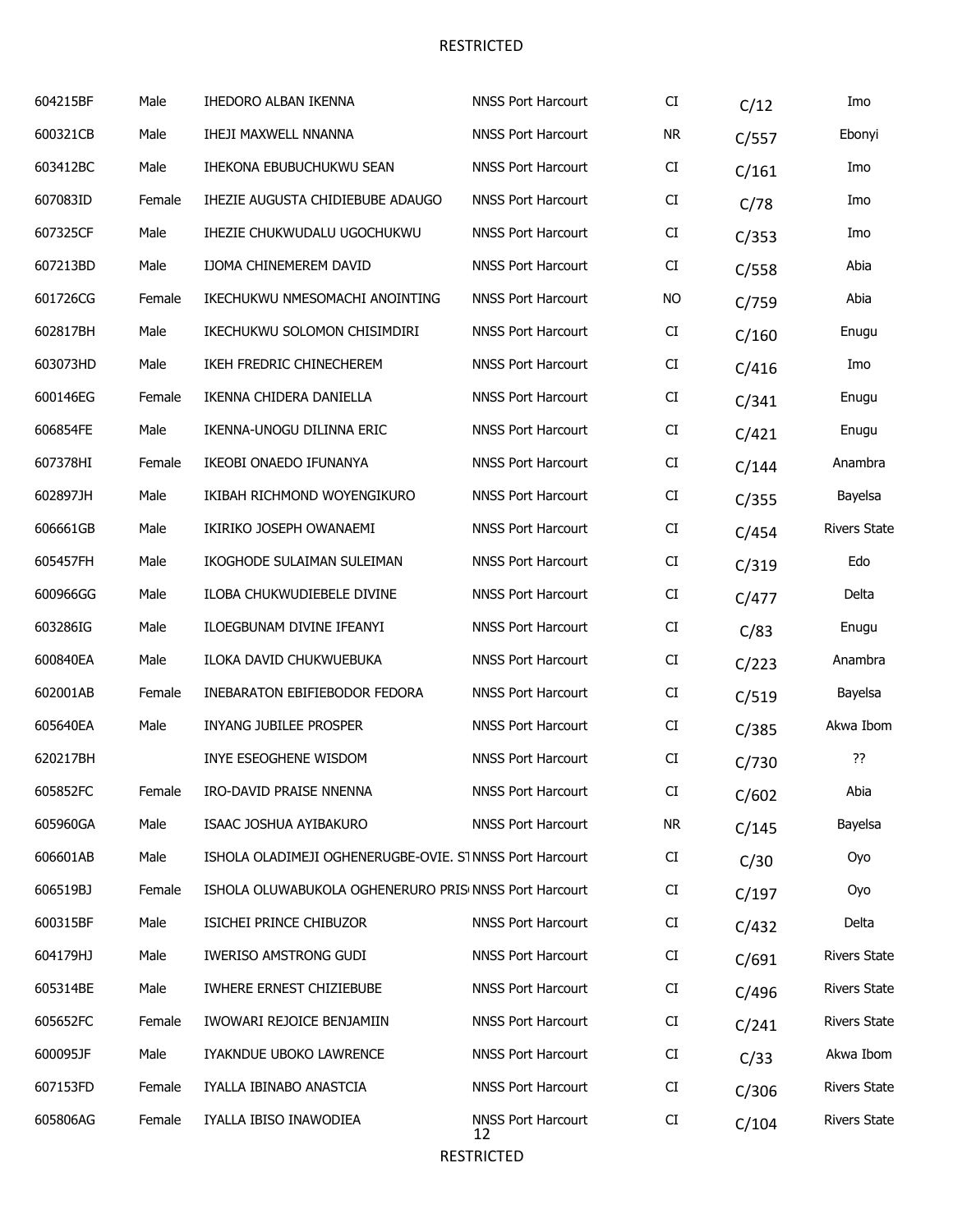| | | | | | | |
|---|---|---|---|---|---|---|
| 604215BF | Male | IHEDORO ALBAN IKENNA | NNSS Port Harcourt | CI | C/12 | Imo |
| 600321CB | Male | IHEJI MAXWELL NNANNA | NNSS Port Harcourt | NR | C/557 | Ebonyi |
| 603412BC | Male | IHEKONA EBUBUCHUKWU SEAN | NNSS Port Harcourt | CI | C/161 | Imo |
| 607083ID | Female | IHEZIE AUGUSTA CHIDIEBUBE ADAUGO | NNSS Port Harcourt | CI | C/78 | Imo |
| 607325CF | Male | IHEZIE CHUKWUDALU UGOCHUKWU | NNSS Port Harcourt | CI | C/353 | Imo |
| 607213BD | Male | IJOMA CHINEMEREM DAVID | NNSS Port Harcourt | CI | C/558 | Abia |
| 601726CG | Female | IKECHUKWU NMESOMACHI ANOINTING | NNSS Port Harcourt | NO | C/759 | Abia |
| 602817BH | Male | IKECHUKWU SOLOMON CHISIMDIRI | NNSS Port Harcourt | CI | C/160 | Enugu |
| 603073HD | Male | IKEH FREDRIC CHINECHEREM | NNSS Port Harcourt | CI | C/416 | Imo |
| 600146EG | Female | IKENNA CHIDERA DANIELLA | NNSS Port Harcourt | CI | C/341 | Enugu |
| 606854FE | Male | IKENNA-UNOGU DILINNA ERIC | NNSS Port Harcourt | CI | C/421 | Enugu |
| 607378HI | Female | IKEOBI ONAEDO IFUNANYA | NNSS Port Harcourt | CI | C/144 | Anambra |
| 602897JH | Male | IKIBAH RICHMOND WOYENGIKURO | NNSS Port Harcourt | CI | C/355 | Bayelsa |
| 606661GB | Male | IKIRIKO JOSEPH OWANAEMI | NNSS Port Harcourt | CI | C/454 | Rivers State |
| 605457FH | Male | IKOGHODE SULAIMAN SULEIMAN | NNSS Port Harcourt | CI | C/319 | Edo |
| 600966GG | Male | ILOBA CHUKWUDIEBELE DIVINE | NNSS Port Harcourt | CI | C/477 | Delta |
| 603286IG | Male | ILOEGBUNAM DIVINE IFEANYI | NNSS Port Harcourt | CI | C/83 | Enugu |
| 600840EA | Male | ILOKA DAVID CHUKWUEBUKA | NNSS Port Harcourt | CI | C/223 | Anambra |
| 602001AB | Female | INEBARATON EBIFIEBODOR FEDORA | NNSS Port Harcourt | CI | C/519 | Bayelsa |
| 605640EA | Male | INYANG JUBILEE PROSPER | NNSS Port Harcourt | CI | C/385 | Akwa Ibom |
| 620217BH | | INYE ESEOGHENE WISDOM | NNSS Port Harcourt | CI | C/730 | ?? |
| 605852FC | Female | IRO-DAVID PRAISE NNENNA | NNSS Port Harcourt | CI | C/602 | Abia |
| 605960GA | Male | ISAAC JOSHUA AYIBAKURO | NNSS Port Harcourt | NR | C/145 | Bayelsa |
| 606601AB | Male | ISHOLA OLADIMEJI OGHENERUGBE-OVIE. ST | NNSS Port Harcourt | CI | C/30 | Oyo |
| 606519BJ | Female | ISHOLA OLUWABUKOLA OGHENERURO PRIS | NNSS Port Harcourt | CI | C/197 | Oyo |
| 600315BF | Male | ISICHEI PRINCE CHIBUZOR | NNSS Port Harcourt | CI | C/432 | Delta |
| 604179HJ | Male | IWERISO AMSTRONG GUDI | NNSS Port Harcourt | CI | C/691 | Rivers State |
| 605314BE | Male | IWHERE ERNEST CHIZIEBUBE | NNSS Port Harcourt | CI | C/496 | Rivers State |
| 605652FC | Female | IWOWARI REJOICE BENJAMIIN | NNSS Port Harcourt | CI | C/241 | Rivers State |
| 600095JF | Male | IYAKNDUE UBOKO LAWRENCE | NNSS Port Harcourt | CI | C/33 | Akwa Ibom |
| 607153FD | Female | IYALLA IBINABO ANASTCIA | NNSS Port Harcourt | CI | C/306 | Rivers State |
| 605806AG | Female | IYALLA IBISO INAWODIEA | NNSS Port Harcourt | CI | C/104 | Rivers State |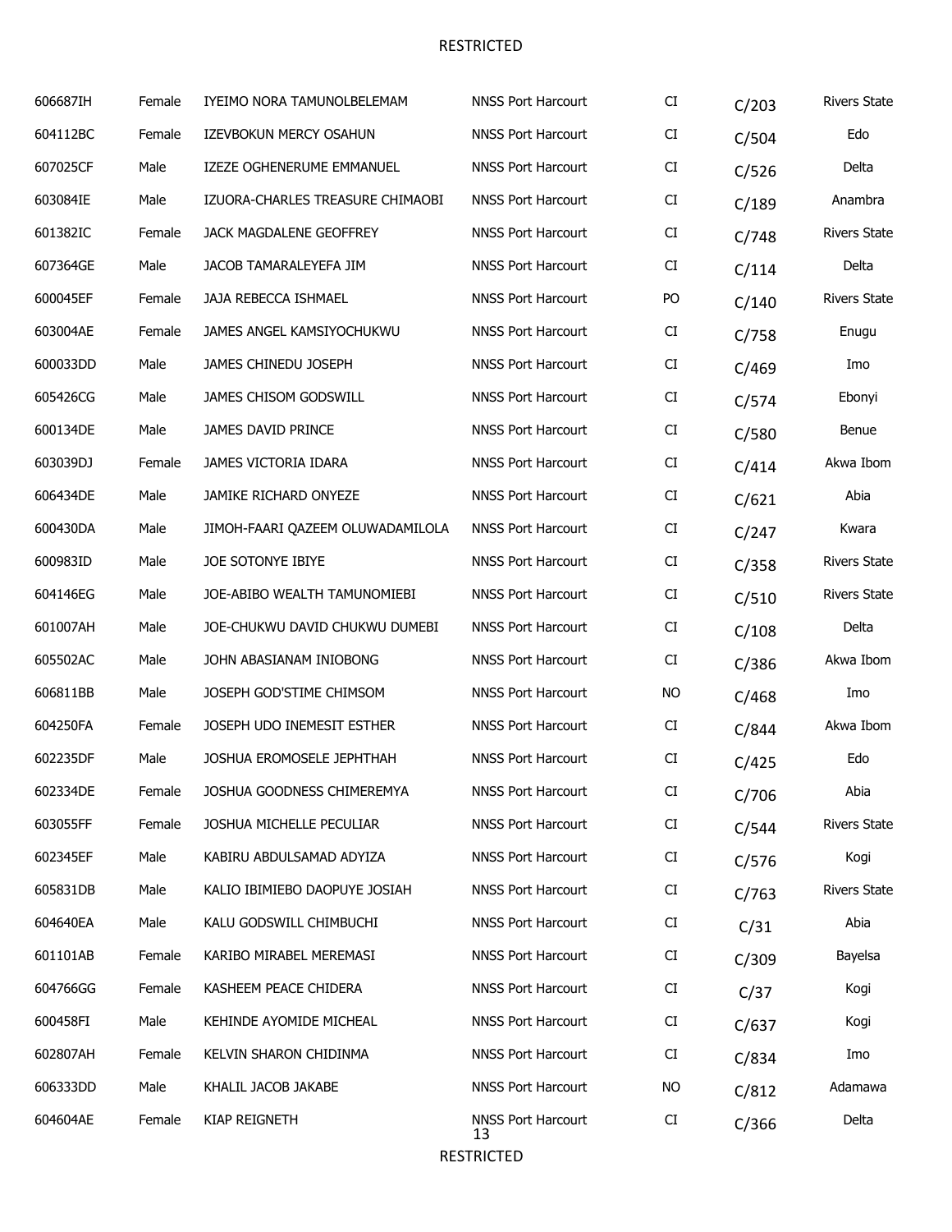| | | | | | | |
|---|---|---|---|---|---|---|
| 606687IH | Female | IYEIMO NORA TAMUNOLBELEMAM | NNSS Port Harcourt | CI | C/203 | Rivers State |
| 604112BC | Female | IZEVBOKUN MERCY OSAHUN | NNSS Port Harcourt | CI | C/504 | Edo |
| 607025CF | Male | IZEZE OGHENERUME EMMANUEL | NNSS Port Harcourt | CI | C/526 | Delta |
| 603084IE | Male | IZUORA-CHARLES TREASURE CHIMAOBI | NNSS Port Harcourt | CI | C/189 | Anambra |
| 601382IC | Female | JACK MAGDALENE GEOFFREY | NNSS Port Harcourt | CI | C/748 | Rivers State |
| 607364GE | Male | JACOB TAMARALEYEFA JIM | NNSS Port Harcourt | CI | C/114 | Delta |
| 600045EF | Female | JAJA REBECCA ISHMAEL | NNSS Port Harcourt | PO | C/140 | Rivers State |
| 603004AE | Female | JAMES ANGEL KAMSIYOCHUKWU | NNSS Port Harcourt | CI | C/758 | Enugu |
| 600033DD | Male | JAMES CHINEDU JOSEPH | NNSS Port Harcourt | CI | C/469 | Imo |
| 605426CG | Male | JAMES CHISOM GODSWILL | NNSS Port Harcourt | CI | C/574 | Ebonyi |
| 600134DE | Male | JAMES DAVID PRINCE | NNSS Port Harcourt | CI | C/580 | Benue |
| 603039DJ | Female | JAMES VICTORIA IDARA | NNSS Port Harcourt | CI | C/414 | Akwa Ibom |
| 606434DE | Male | JAMIKE RICHARD ONYEZE | NNSS Port Harcourt | CI | C/621 | Abia |
| 600430DA | Male | JIMOH-FAARI QAZEEM OLUWADAMILOLA | NNSS Port Harcourt | CI | C/247 | Kwara |
| 600983ID | Male | JOE SOTONYE IBIYE | NNSS Port Harcourt | CI | C/358 | Rivers State |
| 604146EG | Male | JOE-ABIBO WEALTH TAMUNOMIEBI | NNSS Port Harcourt | CI | C/510 | Rivers State |
| 601007AH | Male | JOE-CHUKWU DAVID CHUKWU DUMEBI | NNSS Port Harcourt | CI | C/108 | Delta |
| 605502AC | Male | JOHN ABASIANAM INIOBONG | NNSS Port Harcourt | CI | C/386 | Akwa Ibom |
| 606811BB | Male | JOSEPH GOD'STIME CHIMSOM | NNSS Port Harcourt | NO | C/468 | Imo |
| 604250FA | Female | JOSEPH UDO INEMESIT ESTHER | NNSS Port Harcourt | CI | C/844 | Akwa Ibom |
| 602235DF | Male | JOSHUA EROMOSELE JEPHTHAH | NNSS Port Harcourt | CI | C/425 | Edo |
| 602334DE | Female | JOSHUA GOODNESS CHIMEREMYA | NNSS Port Harcourt | CI | C/706 | Abia |
| 603055FF | Female | JOSHUA MICHELLE PECULIAR | NNSS Port Harcourt | CI | C/544 | Rivers State |
| 602345EF | Male | KABIRU ABDULSAMAD ADYIZA | NNSS Port Harcourt | CI | C/576 | Kogi |
| 605831DB | Male | KALIO IBIMIEBO DAOPUYE JOSIAH | NNSS Port Harcourt | CI | C/763 | Rivers State |
| 604640EA | Male | KALU GODSWILL CHIMBUCHI | NNSS Port Harcourt | CI | C/31 | Abia |
| 601101AB | Female | KARIBO MIRABEL MEREMASI | NNSS Port Harcourt | CI | C/309 | Bayelsa |
| 604766GG | Female | KASHEEM PEACE CHIDERA | NNSS Port Harcourt | CI | C/37 | Kogi |
| 600458FI | Male | KEHINDE AYOMIDE MICHEAL | NNSS Port Harcourt | CI | C/637 | Kogi |
| 602807AH | Female | KELVIN SHARON CHIDINMA | NNSS Port Harcourt | CI | C/834 | Imo |
| 606333DD | Male | KHALIL JACOB JAKABE | NNSS Port Harcourt | NO | C/812 | Adamawa |
| 604604AE | Female | KIAP REIGNETH | NNSS Port Harcourt | CI | C/366 | Delta |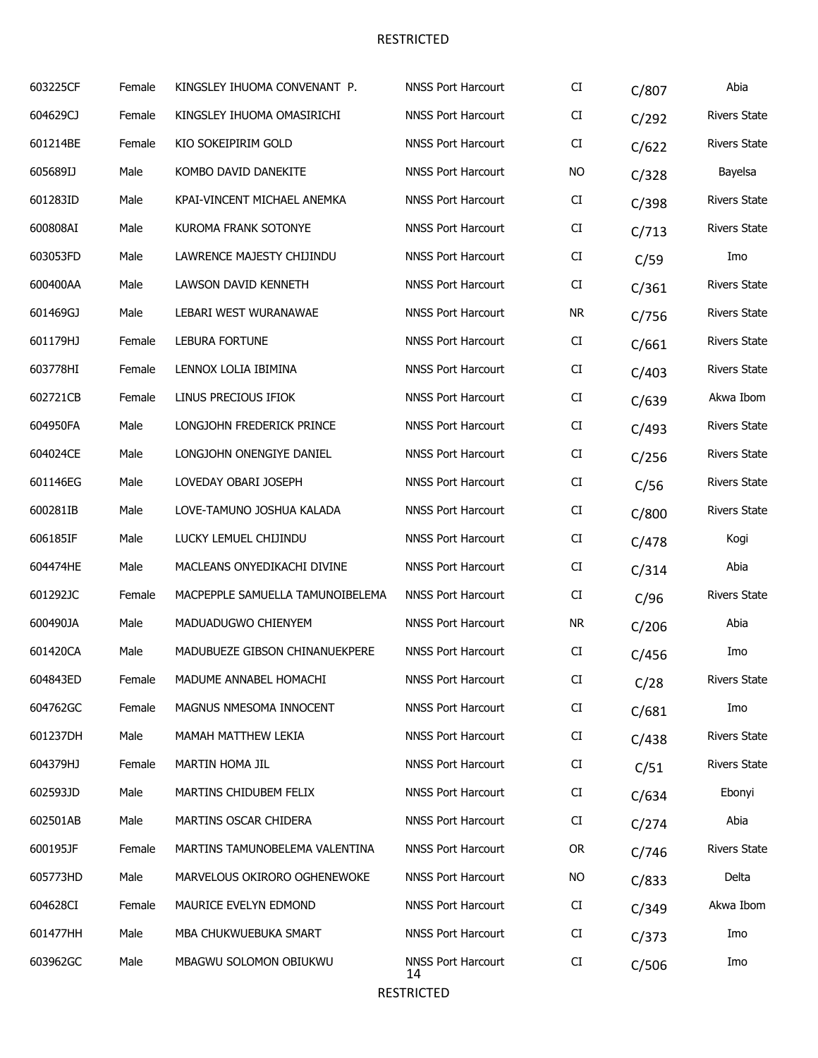| | | | | | | |
|---|---|---|---|---|---|---|
| 603225CF | Female | KINGSLEY IHUOMA CONVENANT P. | NNSS Port Harcourt | CI | C/807 | Abia |
| 604629CJ | Female | KINGSLEY IHUOMA OMASIRICHI | NNSS Port Harcourt | CI | C/292 | Rivers State |
| 601214BE | Female | KIO SOKEIPIRIM GOLD | NNSS Port Harcourt | CI | C/622 | Rivers State |
| 605689IJ | Male | KOMBO DAVID DANEKITE | NNSS Port Harcourt | NO | C/328 | Bayelsa |
| 601283ID | Male | KPAI-VINCENT MICHAEL ANEMKA | NNSS Port Harcourt | CI | C/398 | Rivers State |
| 600808AI | Male | KUROMA FRANK SOTONYE | NNSS Port Harcourt | CI | C/713 | Rivers State |
| 603053FD | Male | LAWRENCE MAJESTY CHIJINDU | NNSS Port Harcourt | CI | C/59 | Imo |
| 600400AA | Male | LAWSON DAVID KENNETH | NNSS Port Harcourt | CI | C/361 | Rivers State |
| 601469GJ | Male | LEBARI WEST WURANAWAE | NNSS Port Harcourt | NR | C/756 | Rivers State |
| 601179HJ | Female | LEBURA FORTUNE | NNSS Port Harcourt | CI | C/661 | Rivers State |
| 603778HI | Female | LENNOX LOLIA IBIMINA | NNSS Port Harcourt | CI | C/403 | Rivers State |
| 602721CB | Female | LINUS PRECIOUS IFIOK | NNSS Port Harcourt | CI | C/639 | Akwa Ibom |
| 604950FA | Male | LONGJOHN FREDERICK PRINCE | NNSS Port Harcourt | CI | C/493 | Rivers State |
| 604024CE | Male | LONGJOHN ONENGIYE DANIEL | NNSS Port Harcourt | CI | C/256 | Rivers State |
| 601146EG | Male | LOVEDAY OBARI JOSEPH | NNSS Port Harcourt | CI | C/56 | Rivers State |
| 600281IB | Male | LOVE-TAMUNO JOSHUA KALADA | NNSS Port Harcourt | CI | C/800 | Rivers State |
| 606185IF | Male | LUCKY LEMUEL CHIJINDU | NNSS Port Harcourt | CI | C/478 | Kogi |
| 604474HE | Male | MACLEANS ONYEDIKACHI DIVINE | NNSS Port Harcourt | CI | C/314 | Abia |
| 601292JC | Female | MACPEPPLE SAMUELLA TAMUNOIBELEMA | NNSS Port Harcourt | CI | C/96 | Rivers State |
| 600490JA | Male | MADUADUGWO CHIENYEM | NNSS Port Harcourt | NR | C/206 | Abia |
| 601420CA | Male | MADUBUEZE GIBSON CHINANUEKPERE | NNSS Port Harcourt | CI | C/456 | Imo |
| 604843ED | Female | MADUME ANNABEL HOMACHI | NNSS Port Harcourt | CI | C/28 | Rivers State |
| 604762GC | Female | MAGNUS NMESOMA INNOCENT | NNSS Port Harcourt | CI | C/681 | Imo |
| 601237DH | Male | MAMAH MATTHEW LEKIA | NNSS Port Harcourt | CI | C/438 | Rivers State |
| 604379HJ | Female | MARTIN HOMA JIL | NNSS Port Harcourt | CI | C/51 | Rivers State |
| 602593JD | Male | MARTINS CHIDUBEM FELIX | NNSS Port Harcourt | CI | C/634 | Ebonyi |
| 602501AB | Male | MARTINS OSCAR CHIDERA | NNSS Port Harcourt | CI | C/274 | Abia |
| 600195JF | Female | MARTINS TAMUNOBELEMA VALENTINA | NNSS Port Harcourt | OR | C/746 | Rivers State |
| 605773HD | Male | MARVELOUS OKIRORO OGHENEWOKE | NNSS Port Harcourt | NO | C/833 | Delta |
| 604628CI | Female | MAURICE EVELYN EDMOND | NNSS Port Harcourt | CI | C/349 | Akwa Ibom |
| 601477HH | Male | MBA CHUKWUEBUKA SMART | NNSS Port Harcourt | CI | C/373 | Imo |
| 603962GC | Male | MBAGWU SOLOMON OBIUKWU | NNSS Port Harcourt | CI | C/506 | Imo |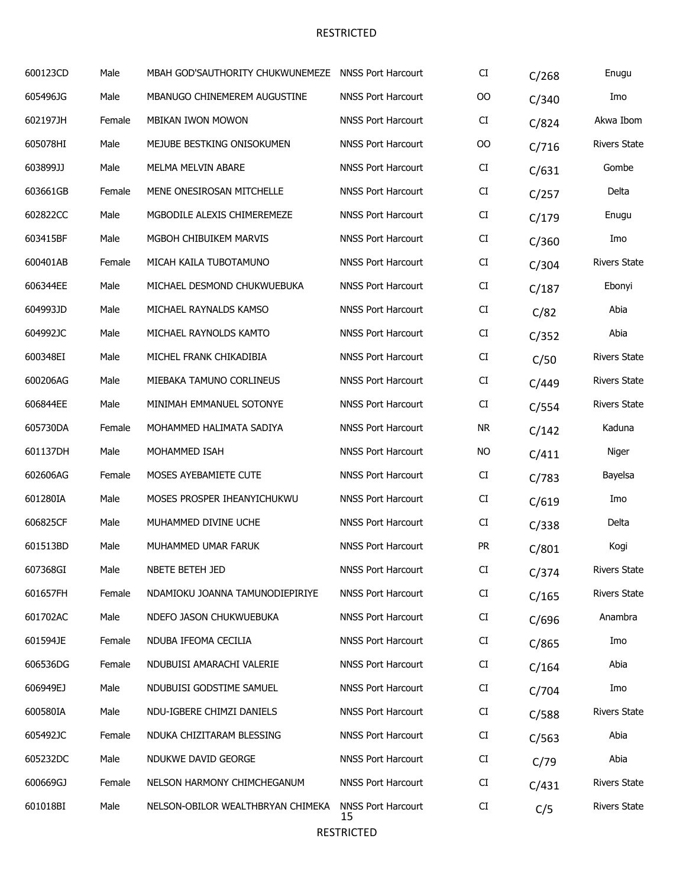| | | | | | | |
|---|---|---|---|---|---|---|
| 600123CD | Male | MBAH GOD'SAUTHORITY CHUKWUNEMEZE | NNSS Port Harcourt | CI | C/268 | Enugu |
| 605496JG | Male | MBANUGO CHINEMEREM AUGUSTINE | NNSS Port Harcourt | OO | C/340 | Imo |
| 602197JH | Female | MBIKAN IWON MOWON | NNSS Port Harcourt | CI | C/824 | Akwa Ibom |
| 605078HI | Male | MEJUBE BESTKING ONISOKUMEN | NNSS Port Harcourt | OO | C/716 | Rivers State |
| 603899JJ | Male | MELMA MELVIN ABARE | NNSS Port Harcourt | CI | C/631 | Gombe |
| 603661GB | Female | MENE ONESIROSAN MITCHELLE | NNSS Port Harcourt | CI | C/257 | Delta |
| 602822CC | Male | MGBODILE ALEXIS CHIMEREMEZE | NNSS Port Harcourt | CI | C/179 | Enugu |
| 603415BF | Male | MGBOH CHIBUIKEM MARVIS | NNSS Port Harcourt | CI | C/360 | Imo |
| 600401AB | Female | MICAH KAILA TUBOTAMUNO | NNSS Port Harcourt | CI | C/304 | Rivers State |
| 606344EE | Male | MICHAEL DESMOND CHUKWUEBUKA | NNSS Port Harcourt | CI | C/187 | Ebonyi |
| 604993JD | Male | MICHAEL RAYNALDS KAMSO | NNSS Port Harcourt | CI | C/82 | Abia |
| 604992JC | Male | MICHAEL RAYNOLDS KAMTO | NNSS Port Harcourt | CI | C/352 | Abia |
| 600348EI | Male | MICHEL FRANK CHIKADIBIA | NNSS Port Harcourt | CI | C/50 | Rivers State |
| 600206AG | Male | MIEBAKA TAMUNO CORLINEUS | NNSS Port Harcourt | CI | C/449 | Rivers State |
| 606844EE | Male | MINIMAH EMMANUEL SOTONYE | NNSS Port Harcourt | CI | C/554 | Rivers State |
| 605730DA | Female | MOHAMMED HALIMATA SADIYA | NNSS Port Harcourt | NR | C/142 | Kaduna |
| 601137DH | Male | MOHAMMED ISAH | NNSS Port Harcourt | NO | C/411 | Niger |
| 602606AG | Female | MOSES AYEBAMIETE CUTE | NNSS Port Harcourt | CI | C/783 | Bayelsa |
| 601280IA | Male | MOSES PROSPER IHEANYICHUKWU | NNSS Port Harcourt | CI | C/619 | Imo |
| 606825CF | Male | MUHAMMED DIVINE UCHE | NNSS Port Harcourt | CI | C/338 | Delta |
| 601513BD | Male | MUHAMMED UMAR FARUK | NNSS Port Harcourt | PR | C/801 | Kogi |
| 607368GI | Male | NBETE BETEH JED | NNSS Port Harcourt | CI | C/374 | Rivers State |
| 601657FH | Female | NDAMIOKU JOANNA TAMUNODIEPIRIYE | NNSS Port Harcourt | CI | C/165 | Rivers State |
| 601702AC | Male | NDEFO JASON CHUKWUEBUKA | NNSS Port Harcourt | CI | C/696 | Anambra |
| 601594JE | Female | NDUBA IFEOMA CECILIA | NNSS Port Harcourt | CI | C/865 | Imo |
| 606536DG | Female | NDUBUISI AMARACHI VALERIE | NNSS Port Harcourt | CI | C/164 | Abia |
| 606949EJ | Male | NDUBUISI GODSTIME SAMUEL | NNSS Port Harcourt | CI | C/704 | Imo |
| 600580IA | Male | NDU-IGBERE CHIMZI DANIELS | NNSS Port Harcourt | CI | C/588 | Rivers State |
| 605492JC | Female | NDUKA CHIZITARAM BLESSING | NNSS Port Harcourt | CI | C/563 | Abia |
| 605232DC | Male | NDUKWE DAVID GEORGE | NNSS Port Harcourt | CI | C/79 | Abia |
| 600669GJ | Female | NELSON HARMONY CHIMCHEGANUM | NNSS Port Harcourt | CI | C/431 | Rivers State |
| 601018BI | Male | NELSON-OBILOR WEALTHBRYAN CHIMEKA | NNSS Port Harcourt | CI | C/5 | Rivers State |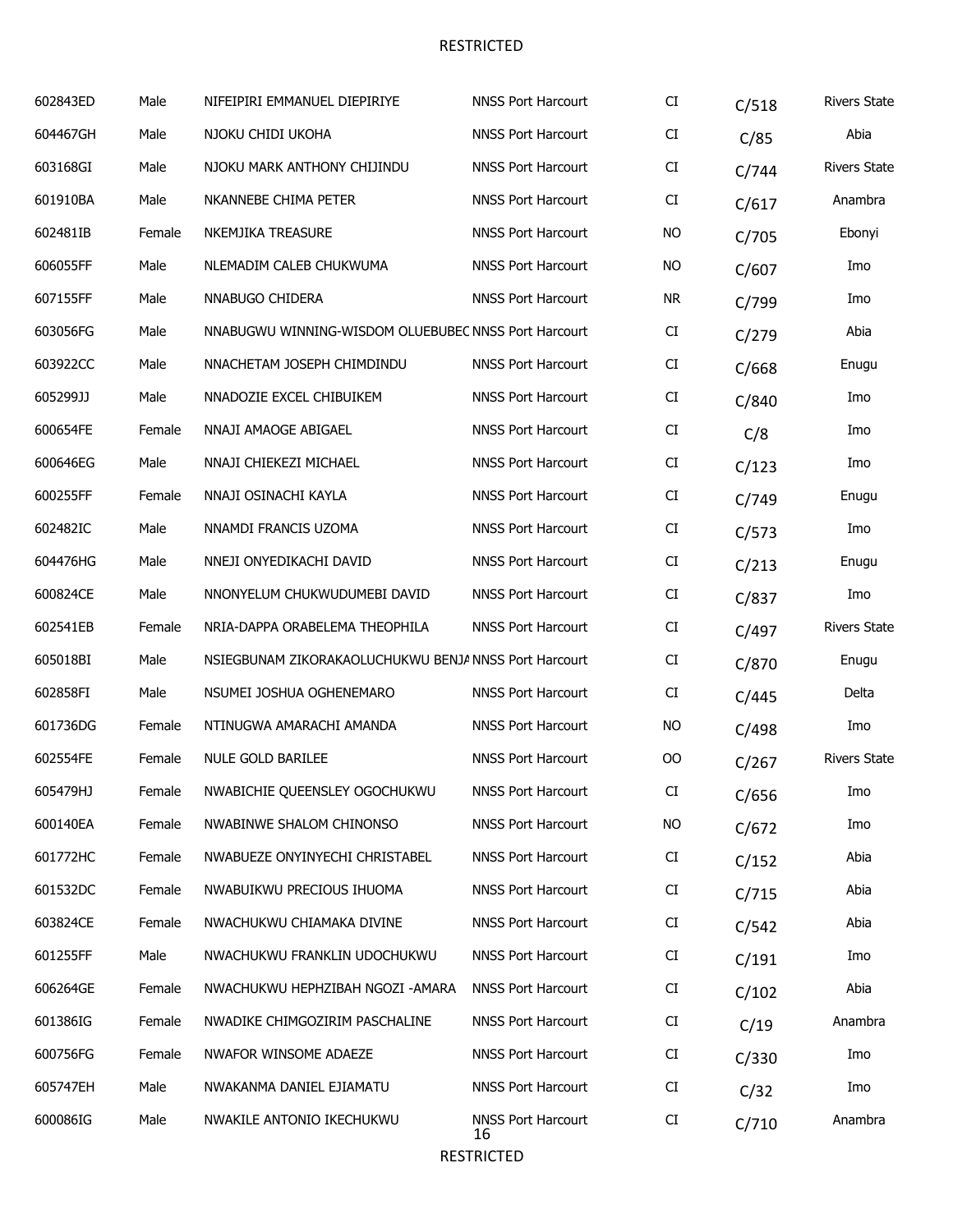| | | | | | | |
|---|---|---|---|---|---|---|
| 602843ED | Male | NIFEIPIRI EMMANUEL DIEPIRIYE | NNSS Port Harcourt | CI | C/518 | Rivers State |
| 604467GH | Male | NJOKU CHIDI UKOHA | NNSS Port Harcourt | CI | C/85 | Abia |
| 603168GI | Male | NJOKU MARK ANTHONY CHIJINDU | NNSS Port Harcourt | CI | C/744 | Rivers State |
| 601910BA | Male | NKANNEBE CHIMA PETER | NNSS Port Harcourt | CI | C/617 | Anambra |
| 602481IB | Female | NKEMJIKA TREASURE | NNSS Port Harcourt | NO | C/705 | Ebonyi |
| 606055FF | Male | NLEMADIM CALEB CHUKWUMA | NNSS Port Harcourt | NO | C/607 | Imo |
| 607155FF | Male | NNABUGO CHIDERA | NNSS Port Harcourt | NR | C/799 | Imo |
| 603056FG | Male | NNABUGWU WINNING-WISDOM OLUEBUBEC | NNSS Port Harcourt | CI | C/279 | Abia |
| 603922CC | Male | NNACHETAM JOSEPH CHIMDINDU | NNSS Port Harcourt | CI | C/668 | Enugu |
| 605299JJ | Male | NNADOZIE EXCEL CHIBUIKEM | NNSS Port Harcourt | CI | C/840 | Imo |
| 600654FE | Female | NNAJI AMAOGE ABIGAEL | NNSS Port Harcourt | CI | C/8 | Imo |
| 600646EG | Male | NNAJI CHIEKEZI MICHAEL | NNSS Port Harcourt | CI | C/123 | Imo |
| 600255FF | Female | NNAJI OSINACHI KAYLA | NNSS Port Harcourt | CI | C/749 | Enugu |
| 602482IC | Male | NNAMDI FRANCIS UZOMA | NNSS Port Harcourt | CI | C/573 | Imo |
| 604476HG | Male | NNEJI ONYEDIKACHI DAVID | NNSS Port Harcourt | CI | C/213 | Enugu |
| 600824CE | Male | NNONYELUM CHUKWUDUMEBI DAVID | NNSS Port Harcourt | CI | C/837 | Imo |
| 602541EB | Female | NRIA-DAPPA ORABELEMA THEOPHILA | NNSS Port Harcourt | CI | C/497 | Rivers State |
| 605018BI | Male | NSIEGBUNAM ZIKORAKAOLUCHUKWU BENJA | NNSS Port Harcourt | CI | C/870 | Enugu |
| 602858FI | Male | NSUMEI JOSHUA OGHENEMARO | NNSS Port Harcourt | CI | C/445 | Delta |
| 601736DG | Female | NTINUGWA AMARACHI AMANDA | NNSS Port Harcourt | NO | C/498 | Imo |
| 602554FE | Female | NULE GOLD BARILEE | NNSS Port Harcourt | OO | C/267 | Rivers State |
| 605479HJ | Female | NWABICHIE QUEENSLEY OGOCHUKWU | NNSS Port Harcourt | CI | C/656 | Imo |
| 600140EA | Female | NWABINWE SHALOM CHINONSO | NNSS Port Harcourt | NO | C/672 | Imo |
| 601772HC | Female | NWABUEZE ONYINYECHI CHRISTABEL | NNSS Port Harcourt | CI | C/152 | Abia |
| 601532DC | Female | NWABUIKWU PRECIOUS IHUOMA | NNSS Port Harcourt | CI | C/715 | Abia |
| 603824CE | Female | NWACHUKWU CHIAMAKA DIVINE | NNSS Port Harcourt | CI | C/542 | Abia |
| 601255FF | Male | NWACHUKWU FRANKLIN UDOCHUKWU | NNSS Port Harcourt | CI | C/191 | Imo |
| 606264GE | Female | NWACHUKWU HEPHZIBAH NGOZI -AMARA | NNSS Port Harcourt | CI | C/102 | Abia |
| 601386IG | Female | NWADIKE CHIMGOZIRIM PASCHALINE | NNSS Port Harcourt | CI | C/19 | Anambra |
| 600756FG | Female | NWAFOR WINSOME ADAEZE | NNSS Port Harcourt | CI | C/330 | Imo |
| 605747EH | Male | NWAKANMA DANIEL EJIAMATU | NNSS Port Harcourt | CI | C/32 | Imo |
| 600086IG | Male | NWAKILE ANTONIO IKECHUKWU | NNSS Port Harcourt | CI | C/710 | Anambra |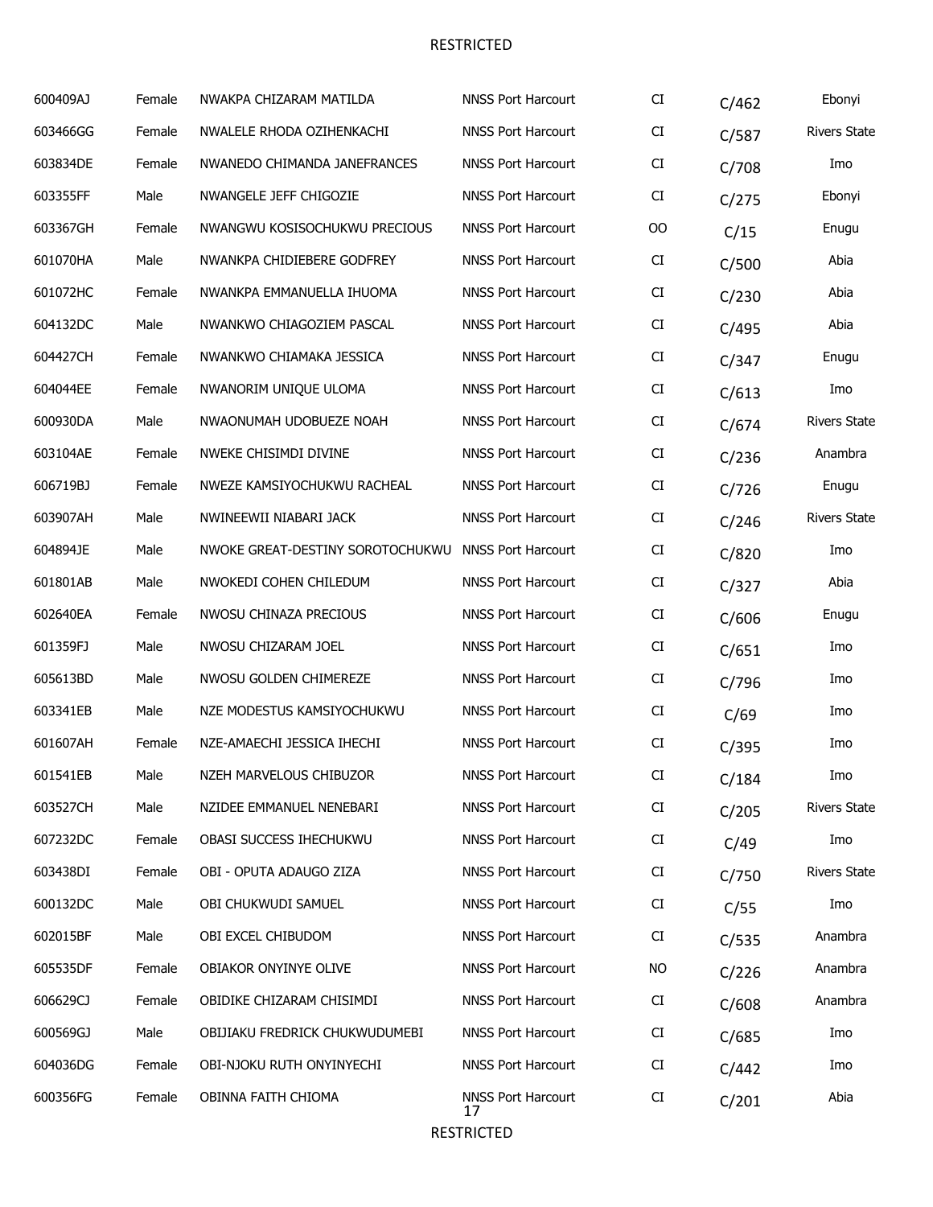| | | | | | | |
|---|---|---|---|---|---|---|
| 600409AJ | Female | NWAKPA CHIZARAM MATILDA | NNSS Port Harcourt | CI | C/462 | Ebonyi |
| 603466GG | Female | NWALELE RHODA OZIHENKACHI | NNSS Port Harcourt | CI | C/587 | Rivers State |
| 603834DE | Female | NWANEDO CHIMANDA JANEFRANCES | NNSS Port Harcourt | CI | C/708 | Imo |
| 603355FF | Male | NWANGELE JEFF CHIGOZIE | NNSS Port Harcourt | CI | C/275 | Ebonyi |
| 603367GH | Female | NWANGWU KOSISOCHUKWU PRECIOUS | NNSS Port Harcourt | OO | C/15 | Enugu |
| 601070HA | Male | NWANKPA CHIDIEBERE GODFREY | NNSS Port Harcourt | CI | C/500 | Abia |
| 601072HC | Female | NWANKPA EMMANUELLA IHUOMA | NNSS Port Harcourt | CI | C/230 | Abia |
| 604132DC | Male | NWANKWO CHIAGOZIEM PASCAL | NNSS Port Harcourt | CI | C/495 | Abia |
| 604427CH | Female | NWANKWO CHIAMAKA JESSICA | NNSS Port Harcourt | CI | C/347 | Enugu |
| 604044EE | Female | NWANORIM UNIQUE ULOMA | NNSS Port Harcourt | CI | C/613 | Imo |
| 600930DA | Male | NWAONUMAH UDOBUEZE NOAH | NNSS Port Harcourt | CI | C/674 | Rivers State |
| 603104AE | Female | NWEKE CHISIMDI DIVINE | NNSS Port Harcourt | CI | C/236 | Anambra |
| 606719BJ | Female | NWEZE KAMSIYOCHUKWU RACHEAL | NNSS Port Harcourt | CI | C/726 | Enugu |
| 603907AH | Male | NWINEEWII NIABARI JACK | NNSS Port Harcourt | CI | C/246 | Rivers State |
| 604894JE | Male | NWOKE GREAT-DESTINY SOROTOCHUKWU | NNSS Port Harcourt | CI | C/820 | Imo |
| 601801AB | Male | NWOKEDI COHEN CHILEDUM | NNSS Port Harcourt | CI | C/327 | Abia |
| 602640EA | Female | NWOSU CHINAZA PRECIOUS | NNSS Port Harcourt | CI | C/606 | Enugu |
| 601359FJ | Male | NWOSU CHIZARAM JOEL | NNSS Port Harcourt | CI | C/651 | Imo |
| 605613BD | Male | NWOSU GOLDEN CHIMEREZE | NNSS Port Harcourt | CI | C/796 | Imo |
| 603341EB | Male | NZE MODESTUS KAMSIYOCHUKWU | NNSS Port Harcourt | CI | C/69 | Imo |
| 601607AH | Female | NZE-AMAECHI JESSICA IHECHI | NNSS Port Harcourt | CI | C/395 | Imo |
| 601541EB | Male | NZEH MARVELOUS CHIBUZOR | NNSS Port Harcourt | CI | C/184 | Imo |
| 603527CH | Male | NZIDEE EMMANUEL NENEBARI | NNSS Port Harcourt | CI | C/205 | Rivers State |
| 607232DC | Female | OBASI SUCCESS IHECHUKWU | NNSS Port Harcourt | CI | C/49 | Imo |
| 603438DI | Female | OBI - OPUTA ADAUGO ZIZA | NNSS Port Harcourt | CI | C/750 | Rivers State |
| 600132DC | Male | OBI CHUKWUDI SAMUEL | NNSS Port Harcourt | CI | C/55 | Imo |
| 602015BF | Male | OBI EXCEL CHIBUDOM | NNSS Port Harcourt | CI | C/535 | Anambra |
| 605535DF | Female | OBIAKOR ONYINYE OLIVE | NNSS Port Harcourt | NO | C/226 | Anambra |
| 606629CJ | Female | OBIDIKE CHIZARAM CHISIMDI | NNSS Port Harcourt | CI | C/608 | Anambra |
| 600569GJ | Male | OBIJIAKU FREDRICK CHUKWUDUMEBI | NNSS Port Harcourt | CI | C/685 | Imo |
| 604036DG | Female | OBI-NJOKU RUTH ONYINYECHI | NNSS Port Harcourt | CI | C/442 | Imo |
| 600356FG | Female | OBINNA FAITH CHIOMA | NNSS Port Harcourt | CI | C/201 | Abia |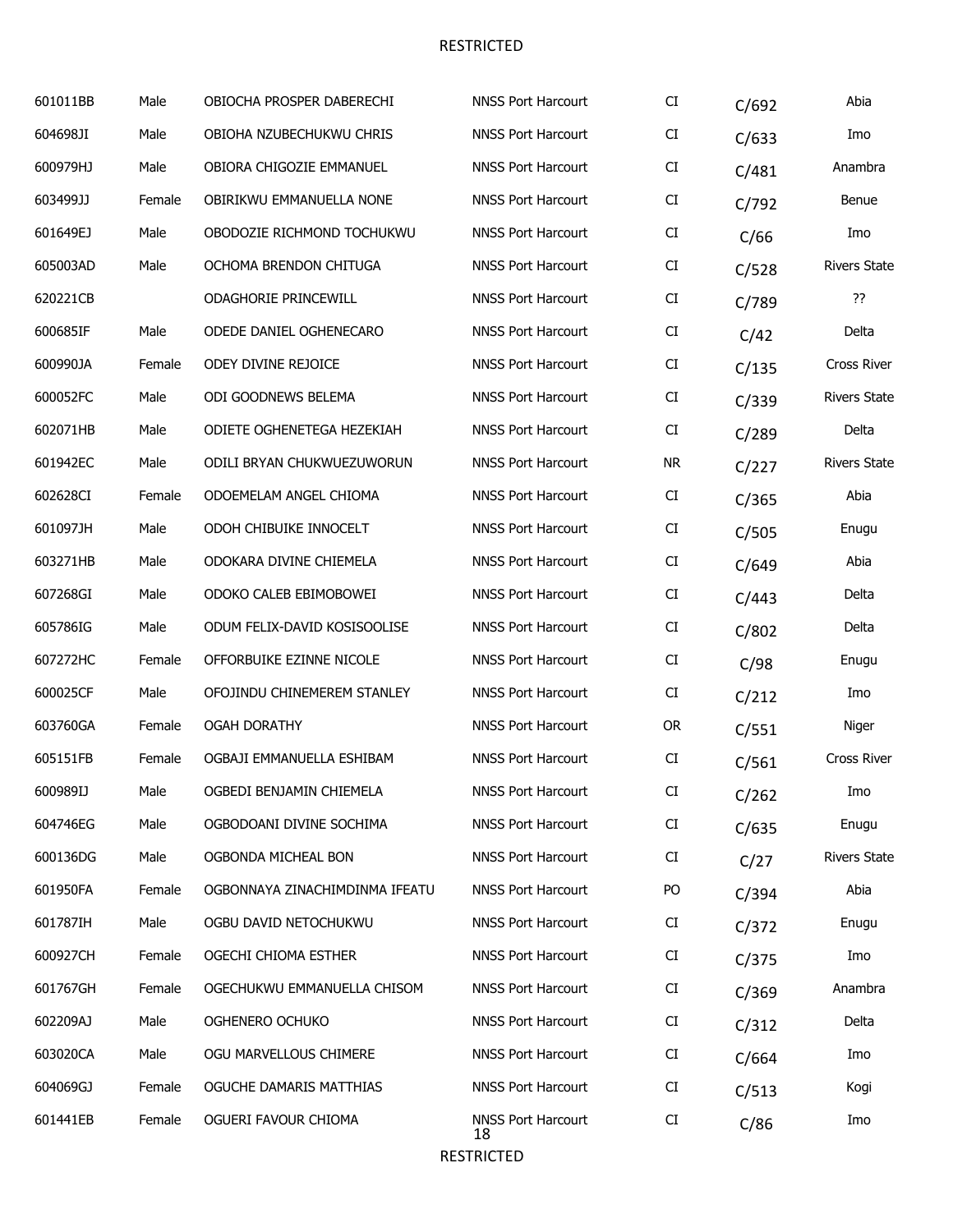| | | | | | | |
|---|---|---|---|---|---|---|
| 601011BB | Male | OBIOCHA PROSPER DABERECHI | NNSS Port Harcourt | CI | C/692 | Abia |
| 604698JI | Male | OBIOHA NZUBECHUKWU CHRIS | NNSS Port Harcourt | CI | C/633 | Imo |
| 600979HJ | Male | OBIORA CHIGOZIE EMMANUEL | NNSS Port Harcourt | CI | C/481 | Anambra |
| 603499JJ | Female | OBIRIKWU EMMANUELLA NONE | NNSS Port Harcourt | CI | C/792 | Benue |
| 601649EJ | Male | OBODOZIE RICHMOND TOCHUKWU | NNSS Port Harcourt | CI | C/66 | Imo |
| 605003AD | Male | OCHOMA BRENDON CHITUGA | NNSS Port Harcourt | CI | C/528 | Rivers State |
| 620221CB | | ODAGHORIE PRINCEWILL | NNSS Port Harcourt | CI | C/789 | ?? |
| 600685IF | Male | ODEDE DANIEL OGHENECARO | NNSS Port Harcourt | CI | C/42 | Delta |
| 600990JA | Female | ODEY DIVINE REJOICE | NNSS Port Harcourt | CI | C/135 | Cross River |
| 600052FC | Male | ODI GOODNEWS BELEMA | NNSS Port Harcourt | CI | C/339 | Rivers State |
| 602071HB | Male | ODIETE OGHENETEGA HEZEKIAH | NNSS Port Harcourt | CI | C/289 | Delta |
| 601942EC | Male | ODILI BRYAN CHUKWUEZUWORUN | NNSS Port Harcourt | NR | C/227 | Rivers State |
| 602628CI | Female | ODOEMELAM ANGEL CHIOMA | NNSS Port Harcourt | CI | C/365 | Abia |
| 601097JH | Male | ODOH CHIBUIKE INNOCELT | NNSS Port Harcourt | CI | C/505 | Enugu |
| 603271HB | Male | ODOKARA DIVINE CHIEMELA | NNSS Port Harcourt | CI | C/649 | Abia |
| 607268GI | Male | ODOKO CALEB EBIMOBOWEI | NNSS Port Harcourt | CI | C/443 | Delta |
| 605786IG | Male | ODUM FELIX-DAVID KOSISOOLISE | NNSS Port Harcourt | CI | C/802 | Delta |
| 607272HC | Female | OFFORBUIKE EZINNE NICOLE | NNSS Port Harcourt | CI | C/98 | Enugu |
| 600025CF | Male | OFOJINDU CHINEMEREM STANLEY | NNSS Port Harcourt | CI | C/212 | Imo |
| 603760GA | Female | OGAH DORATHY | NNSS Port Harcourt | OR | C/551 | Niger |
| 605151FB | Female | OGBAJI EMMANUELLA ESHIBAM | NNSS Port Harcourt | CI | C/561 | Cross River |
| 600989IJ | Male | OGBEDI BENJAMIN CHIEMELA | NNSS Port Harcourt | CI | C/262 | Imo |
| 604746EG | Male | OGBODOANI DIVINE SOCHIMA | NNSS Port Harcourt | CI | C/635 | Enugu |
| 600136DG | Male | OGBONDA MICHEAL BON | NNSS Port Harcourt | CI | C/27 | Rivers State |
| 601950FA | Female | OGBONNAYA ZINACHIMDINMA IFEATU | NNSS Port Harcourt | PO | C/394 | Abia |
| 601787IH | Male | OGBU DAVID NETOCHUKWU | NNSS Port Harcourt | CI | C/372 | Enugu |
| 600927CH | Female | OGECHI CHIOMA ESTHER | NNSS Port Harcourt | CI | C/375 | Imo |
| 601767GH | Female | OGECHUKWU EMMANUELLA CHISOM | NNSS Port Harcourt | CI | C/369 | Anambra |
| 602209AJ | Male | OGHENERO OCHUKO | NNSS Port Harcourt | CI | C/312 | Delta |
| 603020CA | Male | OGU MARVELLOUS CHIMERE | NNSS Port Harcourt | CI | C/664 | Imo |
| 604069GJ | Female | OGUCHE DAMARIS MATTHIAS | NNSS Port Harcourt | CI | C/513 | Kogi |
| 601441EB | Female | OGUERI FAVOUR CHIOMA | NNSS Port Harcourt | CI | C/86 | Imo |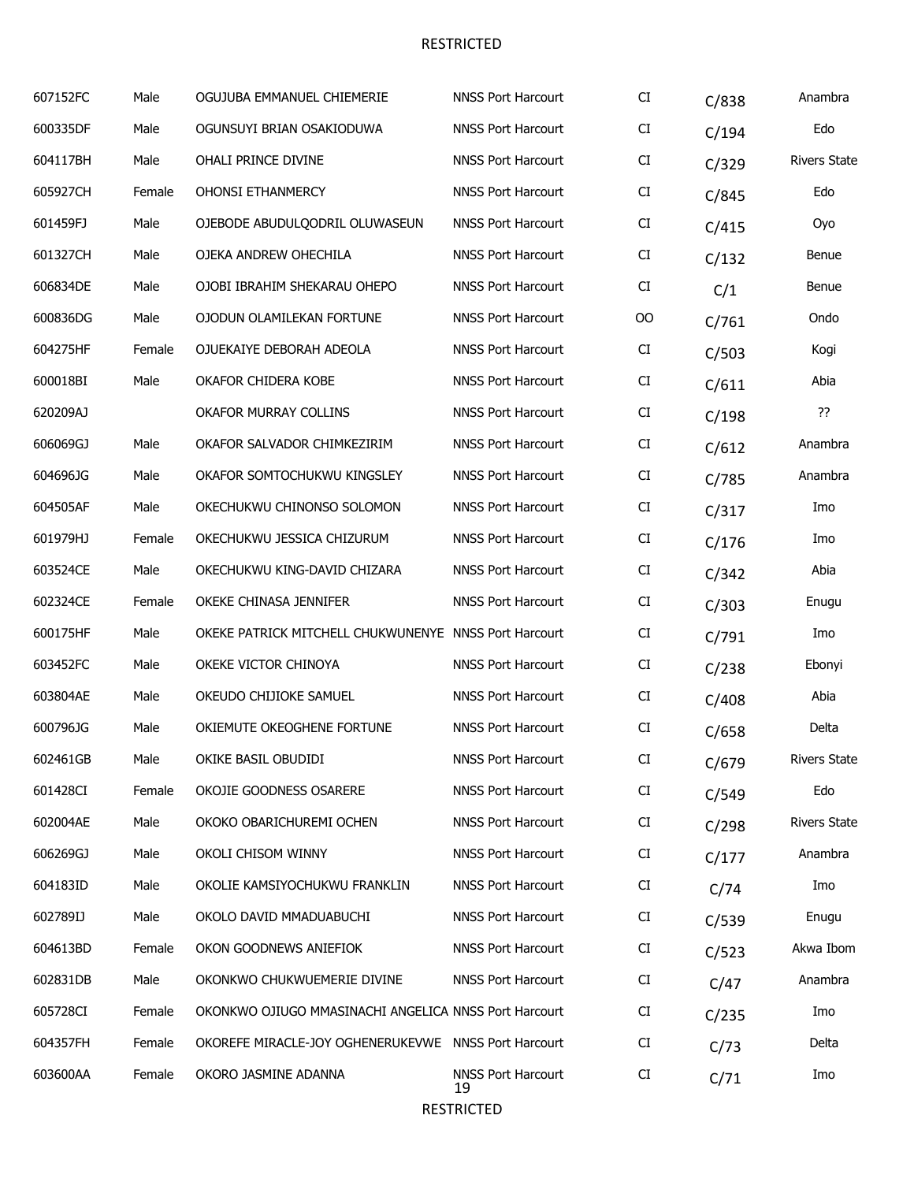| | | | | | | |
|---|---|---|---|---|---|---|
| 607152FC | Male | OGUJUBA EMMANUEL CHIEMERIE | NNSS Port Harcourt | CI | C/838 | Anambra |
| 600335DF | Male | OGUNSUYI BRIAN OSAKIODUWA | NNSS Port Harcourt | CI | C/194 | Edo |
| 604117BH | Male | OHALI PRINCE DIVINE | NNSS Port Harcourt | CI | C/329 | Rivers State |
| 605927CH | Female | OHONSI ETHANMERCY | NNSS Port Harcourt | CI | C/845 | Edo |
| 601459FJ | Male | OJEBODE ABUDULQODRIL OLUWASEUN | NNSS Port Harcourt | CI | C/415 | Oyo |
| 601327CH | Male | OJEKA ANDREW OHECHILA | NNSS Port Harcourt | CI | C/132 | Benue |
| 606834DE | Male | OJOBI IBRAHIM SHEKARAU OHEPO | NNSS Port Harcourt | CI | C/1 | Benue |
| 600836DG | Male | OJODUN OLAMILEKAN FORTUNE | NNSS Port Harcourt | OO | C/761 | Ondo |
| 604275HF | Female | OJUEKAIYE DEBORAH ADEOLA | NNSS Port Harcourt | CI | C/503 | Kogi |
| 600018BI | Male | OKAFOR CHIDERA KOBE | NNSS Port Harcourt | CI | C/611 | Abia |
| 620209AJ | | OKAFOR MURRAY COLLINS | NNSS Port Harcourt | CI | C/198 | ?? |
| 606069GJ | Male | OKAFOR SALVADOR CHIMKEZIRIM | NNSS Port Harcourt | CI | C/612 | Anambra |
| 604696JG | Male | OKAFOR SOMTOCHUKWU KINGSLEY | NNSS Port Harcourt | CI | C/785 | Anambra |
| 604505AF | Male | OKECHUKWU CHINONSO SOLOMON | NNSS Port Harcourt | CI | C/317 | Imo |
| 601979HJ | Female | OKECHUKWU JESSICA CHIZURUM | NNSS Port Harcourt | CI | C/176 | Imo |
| 603524CE | Male | OKECHUKWU KING-DAVID CHIZARA | NNSS Port Harcourt | CI | C/342 | Abia |
| 602324CE | Female | OKEKE CHINASA JENNIFER | NNSS Port Harcourt | CI | C/303 | Enugu |
| 600175HF | Male | OKEKE PATRICK MITCHELL CHUKWUNENYE | NNSS Port Harcourt | CI | C/791 | Imo |
| 603452FC | Male | OKEKE VICTOR CHINOYA | NNSS Port Harcourt | CI | C/238 | Ebonyi |
| 603804AE | Male | OKEUDO CHIJIOKE SAMUEL | NNSS Port Harcourt | CI | C/408 | Abia |
| 600796JG | Male | OKIEMUTE OKEOGHENE FORTUNE | NNSS Port Harcourt | CI | C/658 | Delta |
| 602461GB | Male | OKIKE BASIL OBUDIDI | NNSS Port Harcourt | CI | C/679 | Rivers State |
| 601428CI | Female | OKOJIE GOODNESS OSARERE | NNSS Port Harcourt | CI | C/549 | Edo |
| 602004AE | Male | OKOKO OBARICHUREMI OCHEN | NNSS Port Harcourt | CI | C/298 | Rivers State |
| 606269GJ | Male | OKOLI CHISOM WINNY | NNSS Port Harcourt | CI | C/177 | Anambra |
| 604183ID | Male | OKOLIE KAMSIYOCHUKWU FRANKLIN | NNSS Port Harcourt | CI | C/74 | Imo |
| 602789IJ | Male | OKOLO DAVID MMADUABUCHI | NNSS Port Harcourt | CI | C/539 | Enugu |
| 604613BD | Female | OKON GOODNEWS ANIEFIOK | NNSS Port Harcourt | CI | C/523 | Akwa Ibom |
| 602831DB | Male | OKONKWO CHUKWUEMERIE DIVINE | NNSS Port Harcourt | CI | C/47 | Anambra |
| 605728CI | Female | OKONKWO OJIUGO MMASINACHI ANGELICA | NNSS Port Harcourt | CI | C/235 | Imo |
| 604357FH | Female | OKOREFE MIRACLE-JOY OGHENERUKEVWE | NNSS Port Harcourt | CI | C/73 | Delta |
| 603600AA | Female | OKORO JASMINE ADANNA | NNSS Port Harcourt | CI | C/71 | Imo |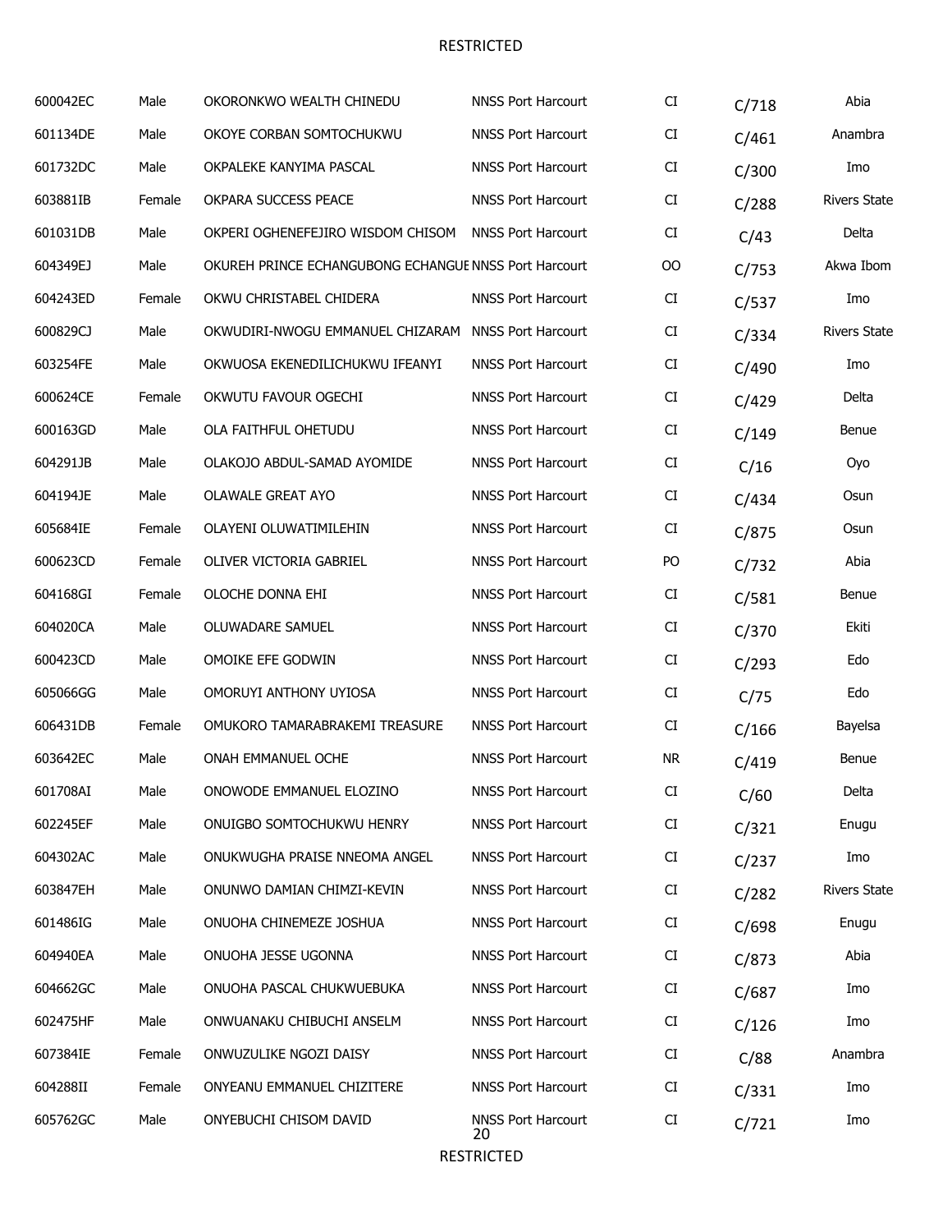| | | | | | | |
|---|---|---|---|---|---|---|
| 600042EC | Male | OKORONKWO WEALTH CHINEDU | NNSS Port Harcourt | CI | C/718 | Abia |
| 601134DE | Male | OKOYE CORBAN SOMTOCHUKWU | NNSS Port Harcourt | CI | C/461 | Anambra |
| 601732DC | Male | OKPALEKE KANYIMA PASCAL | NNSS Port Harcourt | CI | C/300 | Imo |
| 603881IB | Female | OKPARA SUCCESS PEACE | NNSS Port Harcourt | CI | C/288 | Rivers State |
| 601031DB | Male | OKPERI OGHENEFEJIRO WISDOM CHISOM | NNSS Port Harcourt | CI | C/43 | Delta |
| 604349EJ | Male | OKUREH PRINCE ECHANGUBONG ECHANGUE | NNSS Port Harcourt | OO | C/753 | Akwa Ibom |
| 604243ED | Female | OKWU CHRISTABEL CHIDERA | NNSS Port Harcourt | CI | C/537 | Imo |
| 600829CJ | Male | OKWUDIRI-NWOGU EMMANUEL CHIZARAM | NNSS Port Harcourt | CI | C/334 | Rivers State |
| 603254FE | Male | OKWUOSA EKENEDILICHUKWU IFEANYI | NNSS Port Harcourt | CI | C/490 | Imo |
| 600624CE | Female | OKWUTU FAVOUR OGECHI | NNSS Port Harcourt | CI | C/429 | Delta |
| 600163GD | Male | OLA FAITHFUL OHETUDU | NNSS Port Harcourt | CI | C/149 | Benue |
| 604291JB | Male | OLAKOJO ABDUL-SAMAD AYOMIDE | NNSS Port Harcourt | CI | C/16 | Oyo |
| 604194JE | Male | OLAWALE GREAT AYO | NNSS Port Harcourt | CI | C/434 | Osun |
| 605684IE | Female | OLAYENI OLUWATIMILEHIN | NNSS Port Harcourt | CI | C/875 | Osun |
| 600623CD | Female | OLIVER VICTORIA GABRIEL | NNSS Port Harcourt | PO | C/732 | Abia |
| 604168GI | Female | OLOCHE DONNA EHI | NNSS Port Harcourt | CI | C/581 | Benue |
| 604020CA | Male | OLUWADARE SAMUEL | NNSS Port Harcourt | CI | C/370 | Ekiti |
| 600423CD | Male | OMOIKE EFE GODWIN | NNSS Port Harcourt | CI | C/293 | Edo |
| 605066GG | Male | OMORUYI ANTHONY UYIOSA | NNSS Port Harcourt | CI | C/75 | Edo |
| 606431DB | Female | OMUKORO TAMARABRAKEMI TREASURE | NNSS Port Harcourt | CI | C/166 | Bayelsa |
| 603642EC | Male | ONAH EMMANUEL OCHE | NNSS Port Harcourt | NR | C/419 | Benue |
| 601708AI | Male | ONOWODE EMMANUEL ELOZINO | NNSS Port Harcourt | CI | C/60 | Delta |
| 602245EF | Male | ONUIGBO SOMTOCHUKWU HENRY | NNSS Port Harcourt | CI | C/321 | Enugu |
| 604302AC | Male | ONUKWUGHA PRAISE NNEOMA ANGEL | NNSS Port Harcourt | CI | C/237 | Imo |
| 603847EH | Male | ONUNWO DAMIAN CHIMZI-KEVIN | NNSS Port Harcourt | CI | C/282 | Rivers State |
| 601486IG | Male | ONUOHA CHINEMEZE JOSHUA | NNSS Port Harcourt | CI | C/698 | Enugu |
| 604940EA | Male | ONUOHA JESSE UGONNA | NNSS Port Harcourt | CI | C/873 | Abia |
| 604662GC | Male | ONUOHA PASCAL CHUKWUEBUKA | NNSS Port Harcourt | CI | C/687 | Imo |
| 602475HF | Male | ONWUANAKU CHIBUCHI ANSELM | NNSS Port Harcourt | CI | C/126 | Imo |
| 607384IE | Female | ONWUZULIKE NGOZI DAISY | NNSS Port Harcourt | CI | C/88 | Anambra |
| 604288II | Female | ONYEANU EMMANUEL CHIZITERE | NNSS Port Harcourt | CI | C/331 | Imo |
| 605762GC | Male | ONYEBUCHI CHISOM DAVID | NNSS Port Harcourt | CI | C/721 | Imo |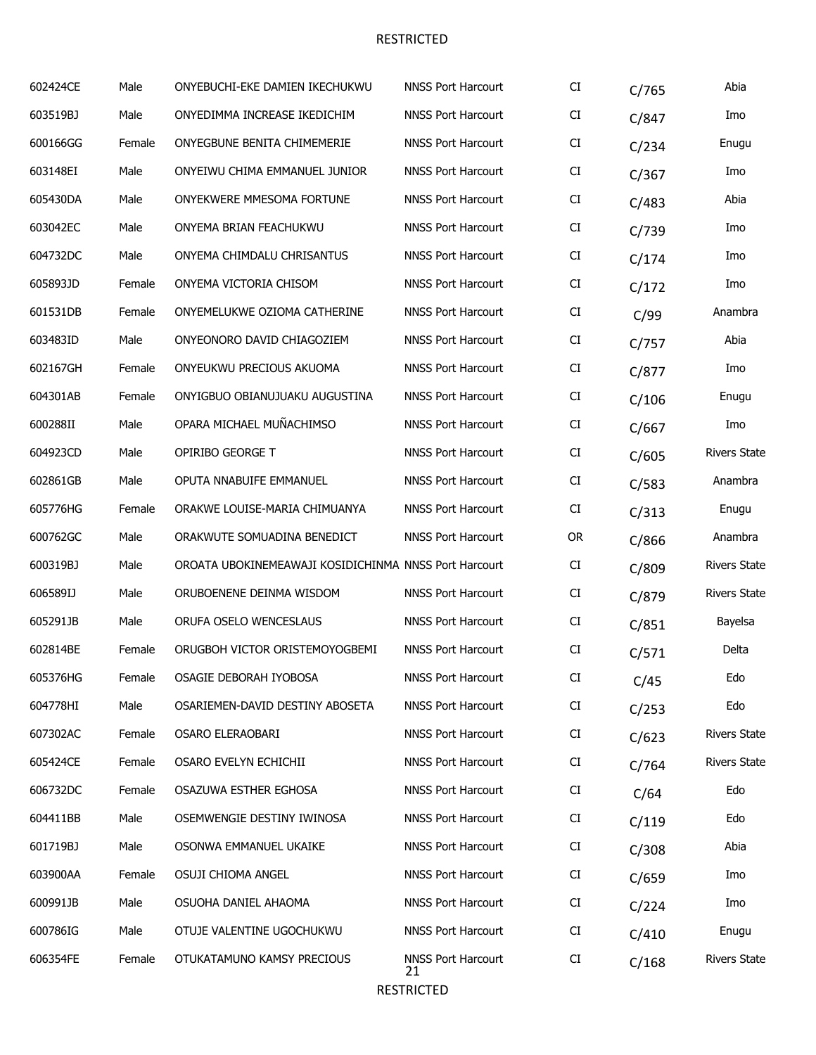| | | | | | | |
|---|---|---|---|---|---|---|
| 602424CE | Male | ONYEBUCHI-EKE DAMIEN IKECHUKWU | NNSS Port Harcourt | CI | C/765 | Abia |
| 603519BJ | Male | ONYEDIMMA INCREASE IKEDICHIM | NNSS Port Harcourt | CI | C/847 | Imo |
| 600166GG | Female | ONYEGBUNE BENITA CHIMEMERIE | NNSS Port Harcourt | CI | C/234 | Enugu |
| 603148EI | Male | ONYEIWU CHIMA EMMANUEL JUNIOR | NNSS Port Harcourt | CI | C/367 | Imo |
| 605430DA | Male | ONYEKWERE MMESOMA FORTUNE | NNSS Port Harcourt | CI | C/483 | Abia |
| 603042EC | Male | ONYEMA BRIAN FEACHUKWU | NNSS Port Harcourt | CI | C/739 | Imo |
| 604732DC | Male | ONYEMA CHIMDALU CHRISANTUS | NNSS Port Harcourt | CI | C/174 | Imo |
| 605893JD | Female | ONYEMA VICTORIA CHISOM | NNSS Port Harcourt | CI | C/172 | Imo |
| 601531DB | Female | ONYEMELUKWE OZIOMA CATHERINE | NNSS Port Harcourt | CI | C/99 | Anambra |
| 603483ID | Male | ONYEONORO DAVID CHIAGOZIEM | NNSS Port Harcourt | CI | C/757 | Abia |
| 602167GH | Female | ONYEUKWU PRECIOUS AKUOMA | NNSS Port Harcourt | CI | C/877 | Imo |
| 604301AB | Female | ONYIGBUO OBIANUJUAKU AUGUSTINA | NNSS Port Harcourt | CI | C/106 | Enugu |
| 600288II | Male | OPARA MICHAEL MUÑACHIMSO | NNSS Port Harcourt | CI | C/667 | Imo |
| 604923CD | Male | OPIRIBO GEORGE T | NNSS Port Harcourt | CI | C/605 | Rivers State |
| 602861GB | Male | OPUTA NNABUIFE EMMANUEL | NNSS Port Harcourt | CI | C/583 | Anambra |
| 605776HG | Female | ORAKWE LOUISE-MARIA CHIMUANYA | NNSS Port Harcourt | CI | C/313 | Enugu |
| 600762GC | Male | ORAKWUTE SOMUADINA BENEDICT | NNSS Port Harcourt | OR | C/866 | Anambra |
| 600319BJ | Male | OROATA UBOKINEMEAWAJI KOSIDICHINMA | NNSS Port Harcourt | CI | C/809 | Rivers State |
| 606589IJ | Male | ORUBOENENE DEINMA WISDOM | NNSS Port Harcourt | CI | C/879 | Rivers State |
| 605291JB | Male | ORUFA OSELO WENCESLAUS | NNSS Port Harcourt | CI | C/851 | Bayelsa |
| 602814BE | Female | ORUGBOH VICTOR ORISTEMOYOGBEMI | NNSS Port Harcourt | CI | C/571 | Delta |
| 605376HG | Female | OSAGIE DEBORAH IYOBOSA | NNSS Port Harcourt | CI | C/45 | Edo |
| 604778HI | Male | OSARIEMEN-DAVID DESTINY ABOSETA | NNSS Port Harcourt | CI | C/253 | Edo |
| 607302AC | Female | OSARO ELERAOBARI | NNSS Port Harcourt | CI | C/623 | Rivers State |
| 605424CE | Female | OSARO EVELYN ECHICHII | NNSS Port Harcourt | CI | C/764 | Rivers State |
| 606732DC | Female | OSAZUWA ESTHER EGHOSA | NNSS Port Harcourt | CI | C/64 | Edo |
| 604411BB | Male | OSEMWENGIE DESTINY IWINOSA | NNSS Port Harcourt | CI | C/119 | Edo |
| 601719BJ | Male | OSONWA EMMANUEL UKAIKE | NNSS Port Harcourt | CI | C/308 | Abia |
| 603900AA | Female | OSUJI CHIOMA ANGEL | NNSS Port Harcourt | CI | C/659 | Imo |
| 600991JB | Male | OSUOHA DANIEL AHAOMA | NNSS Port Harcourt | CI | C/224 | Imo |
| 600786IG | Male | OTUJE VALENTINE UGOCHUKWU | NNSS Port Harcourt | CI | C/410 | Enugu |
| 606354FE | Female | OTUKATAMUNO KAMSY PRECIOUS | NNSS Port Harcourt | CI | C/168 | Rivers State |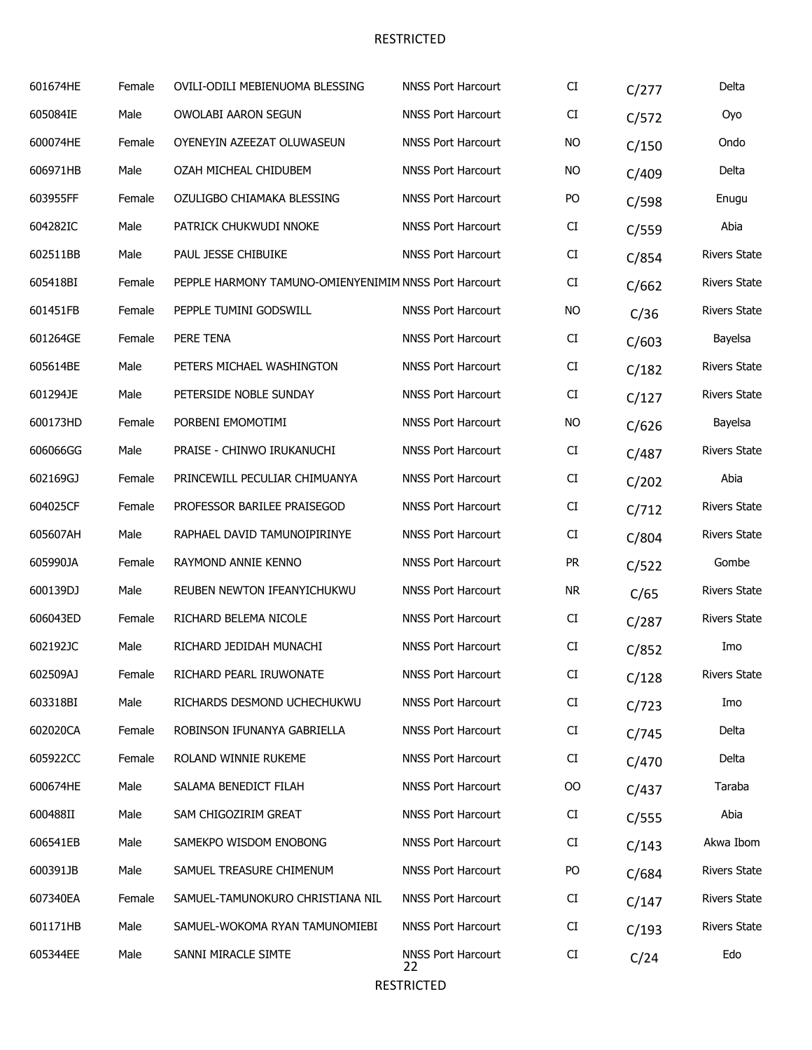| | | | | | | |
|---|---|---|---|---|---|---|
| 601674HE | Female | OVILI-ODILI MEBIENUOMA BLESSING | NNSS Port Harcourt | CI | C/277 | Delta |
| 605084IE | Male | OWOLABI AARON SEGUN | NNSS Port Harcourt | CI | C/572 | Oyo |
| 600074HE | Female | OYENEYIN AZEEZAT OLUWASEUN | NNSS Port Harcourt | NO | C/150 | Ondo |
| 606971HB | Male | OZAH MICHEAL CHIDUBEM | NNSS Port Harcourt | NO | C/409 | Delta |
| 603955FF | Female | OZULIGBO CHIAMAKA BLESSING | NNSS Port Harcourt | PO | C/598 | Enugu |
| 604282IC | Male | PATRICK CHUKWUDI NNOKE | NNSS Port Harcourt | CI | C/559 | Abia |
| 602511BB | Male | PAUL JESSE CHIBUIKE | NNSS Port Harcourt | CI | C/854 | Rivers State |
| 605418BI | Female | PEPPLE HARMONY TAMUNO-OMIENYENIMIM | NNSS Port Harcourt | CI | C/662 | Rivers State |
| 601451FB | Female | PEPPLE TUMINI GODSWILL | NNSS Port Harcourt | NO | C/36 | Rivers State |
| 601264GE | Female | PERE TENA | NNSS Port Harcourt | CI | C/603 | Bayelsa |
| 605614BE | Male | PETERS MICHAEL WASHINGTON | NNSS Port Harcourt | CI | C/182 | Rivers State |
| 601294JE | Male | PETERSIDE NOBLE SUNDAY | NNSS Port Harcourt | CI | C/127 | Rivers State |
| 600173HD | Female | PORBENI EMOMOTIMI | NNSS Port Harcourt | NO | C/626 | Bayelsa |
| 606066GG | Male | PRAISE - CHINWO IRUKANUCHI | NNSS Port Harcourt | CI | C/487 | Rivers State |
| 602169GJ | Female | PRINCEWILL PECULIAR CHIMUANYA | NNSS Port Harcourt | CI | C/202 | Abia |
| 604025CF | Female | PROFESSOR BARILEE PRAISEGOD | NNSS Port Harcourt | CI | C/712 | Rivers State |
| 605607AH | Male | RAPHAEL DAVID TAMUNOIPIRINYE | NNSS Port Harcourt | CI | C/804 | Rivers State |
| 605990JA | Female | RAYMOND ANNIE KENNO | NNSS Port Harcourt | PR | C/522 | Gombe |
| 600139DJ | Male | REUBEN NEWTON IFEANYICHUKWU | NNSS Port Harcourt | NR | C/65 | Rivers State |
| 606043ED | Female | RICHARD BELEMA NICOLE | NNSS Port Harcourt | CI | C/287 | Rivers State |
| 602192JC | Male | RICHARD JEDIDAH MUNACHI | NNSS Port Harcourt | CI | C/852 | Imo |
| 602509AJ | Female | RICHARD PEARL IRUWONATE | NNSS Port Harcourt | CI | C/128 | Rivers State |
| 603318BI | Male | RICHARDS DESMOND UCHECHUKWU | NNSS Port Harcourt | CI | C/723 | Imo |
| 602020CA | Female | ROBINSON IFUNANYA GABRIELLA | NNSS Port Harcourt | CI | C/745 | Delta |
| 605922CC | Female | ROLAND WINNIE RUKEME | NNSS Port Harcourt | CI | C/470 | Delta |
| 600674HE | Male | SALAMA BENEDICT FILAH | NNSS Port Harcourt | OO | C/437 | Taraba |
| 600488II | Male | SAM CHIGOZIRIM GREAT | NNSS Port Harcourt | CI | C/555 | Abia |
| 606541EB | Male | SAMEKPO WISDOM ENOBONG | NNSS Port Harcourt | CI | C/143 | Akwa Ibom |
| 600391JB | Male | SAMUEL TREASURE CHIMENUM | NNSS Port Harcourt | PO | C/684 | Rivers State |
| 607340EA | Female | SAMUEL-TAMUNOKURO CHRISTIANA NIL | NNSS Port Harcourt | CI | C/147 | Rivers State |
| 601171HB | Male | SAMUEL-WOKOMA RYAN TAMUNOMIEBI | NNSS Port Harcourt | CI | C/193 | Rivers State |
| 605344EE | Male | SANNI MIRACLE SIMTE | NNSS Port Harcourt | CI | C/24 | Edo |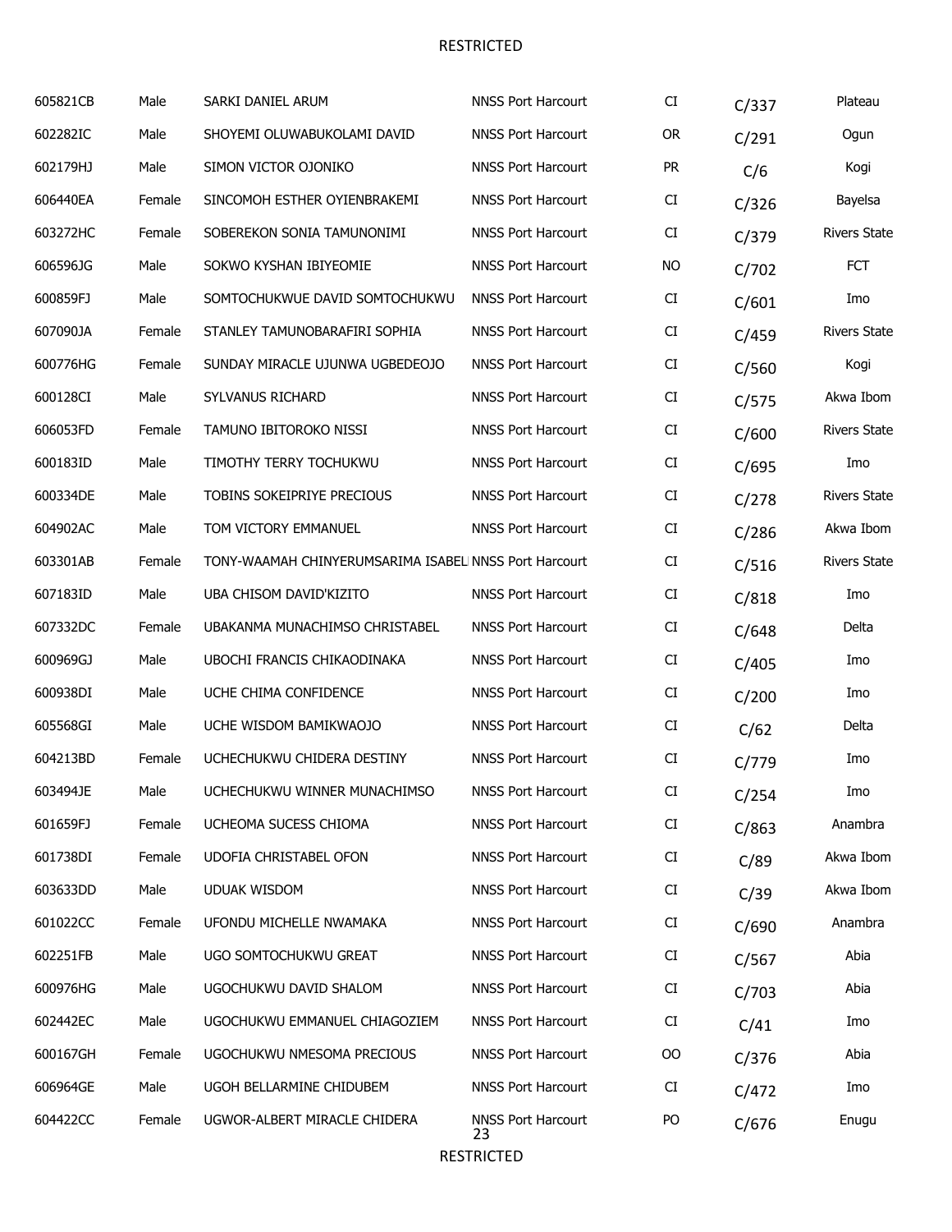| | | | | | | |
|---|---|---|---|---|---|---|
| 605821CB | Male | SARKI DANIEL ARUM | NNSS Port Harcourt | CI | C/337 | Plateau |
| 602282IC | Male | SHOYEMI OLUWABUKOLAMI DAVID | NNSS Port Harcourt | OR | C/291 | Ogun |
| 602179HJ | Male | SIMON VICTOR OJONIKO | NNSS Port Harcourt | PR | C/6 | Kogi |
| 606440EA | Female | SINCOMOH ESTHER OYIENBRAKEMI | NNSS Port Harcourt | CI | C/326 | Bayelsa |
| 603272HC | Female | SOBEREKON SONIA TAMUNONIMI | NNSS Port Harcourt | CI | C/379 | Rivers State |
| 606596JG | Male | SOKWO KYSHAN IBIYEOMIE | NNSS Port Harcourt | NO | C/702 | FCT |
| 600859FJ | Male | SOMTOCHUKWUE DAVID SOMTOCHUKWU | NNSS Port Harcourt | CI | C/601 | Imo |
| 607090JA | Female | STANLEY TAMUNOBARAFIRI SOPHIA | NNSS Port Harcourt | CI | C/459 | Rivers State |
| 600776HG | Female | SUNDAY MIRACLE UJUNWA UGBEDEOJO | NNSS Port Harcourt | CI | C/560 | Kogi |
| 600128CI | Male | SYLVANUS RICHARD | NNSS Port Harcourt | CI | C/575 | Akwa Ibom |
| 606053FD | Female | TAMUNO IBITOROKO NISSI | NNSS Port Harcourt | CI | C/600 | Rivers State |
| 600183ID | Male | TIMOTHY TERRY TOCHUKWU | NNSS Port Harcourt | CI | C/695 | Imo |
| 600334DE | Male | TOBINS SOKEIPRIYE PRECIOUS | NNSS Port Harcourt | CI | C/278 | Rivers State |
| 604902AC | Male | TOM VICTORY EMMANUEL | NNSS Port Harcourt | CI | C/286 | Akwa Ibom |
| 603301AB | Female | TONY-WAAMAH CHINYERUMSARIMA ISABEL | NNSS Port Harcourt | CI | C/516 | Rivers State |
| 607183ID | Male | UBA CHISOM DAVID'KIZITO | NNSS Port Harcourt | CI | C/818 | Imo |
| 607332DC | Female | UBAKANMA MUNACHIMSO CHRISTABEL | NNSS Port Harcourt | CI | C/648 | Delta |
| 600969GJ | Male | UBOCHI FRANCIS CHIKAODINAKA | NNSS Port Harcourt | CI | C/405 | Imo |
| 600938DI | Male | UCHE CHIMA CONFIDENCE | NNSS Port Harcourt | CI | C/200 | Imo |
| 605568GI | Male | UCHE WISDOM BAMIKWAOJO | NNSS Port Harcourt | CI | C/62 | Delta |
| 604213BD | Female | UCHECHUKWU CHIDERA DESTINY | NNSS Port Harcourt | CI | C/779 | Imo |
| 603494JE | Male | UCHECHUKWU WINNER MUNACHIMSO | NNSS Port Harcourt | CI | C/254 | Imo |
| 601659FJ | Female | UCHEOMA SUCESS CHIOMA | NNSS Port Harcourt | CI | C/863 | Anambra |
| 601738DI | Female | UDOFIA CHRISTABEL OFON | NNSS Port Harcourt | CI | C/89 | Akwa Ibom |
| 603633DD | Male | UDUAK WISDOM | NNSS Port Harcourt | CI | C/39 | Akwa Ibom |
| 601022CC | Female | UFONDU MICHELLE NWAMAKA | NNSS Port Harcourt | CI | C/690 | Anambra |
| 602251FB | Male | UGO SOMTOCHUKWU GREAT | NNSS Port Harcourt | CI | C/567 | Abia |
| 600976HG | Male | UGOCHUKWU DAVID SHALOM | NNSS Port Harcourt | CI | C/703 | Abia |
| 602442EC | Male | UGOCHUKWU EMMANUEL CHIAGOZIEM | NNSS Port Harcourt | CI | C/41 | Imo |
| 600167GH | Female | UGOCHUKWU NMESOMA PRECIOUS | NNSS Port Harcourt | OO | C/376 | Abia |
| 606964GE | Male | UGOH BELLARMINE CHIDUBEM | NNSS Port Harcourt | CI | C/472 | Imo |
| 604422CC | Female | UGWOR-ALBERT MIRACLE CHIDERA | NNSS Port Harcourt | PO | C/676 | Enugu |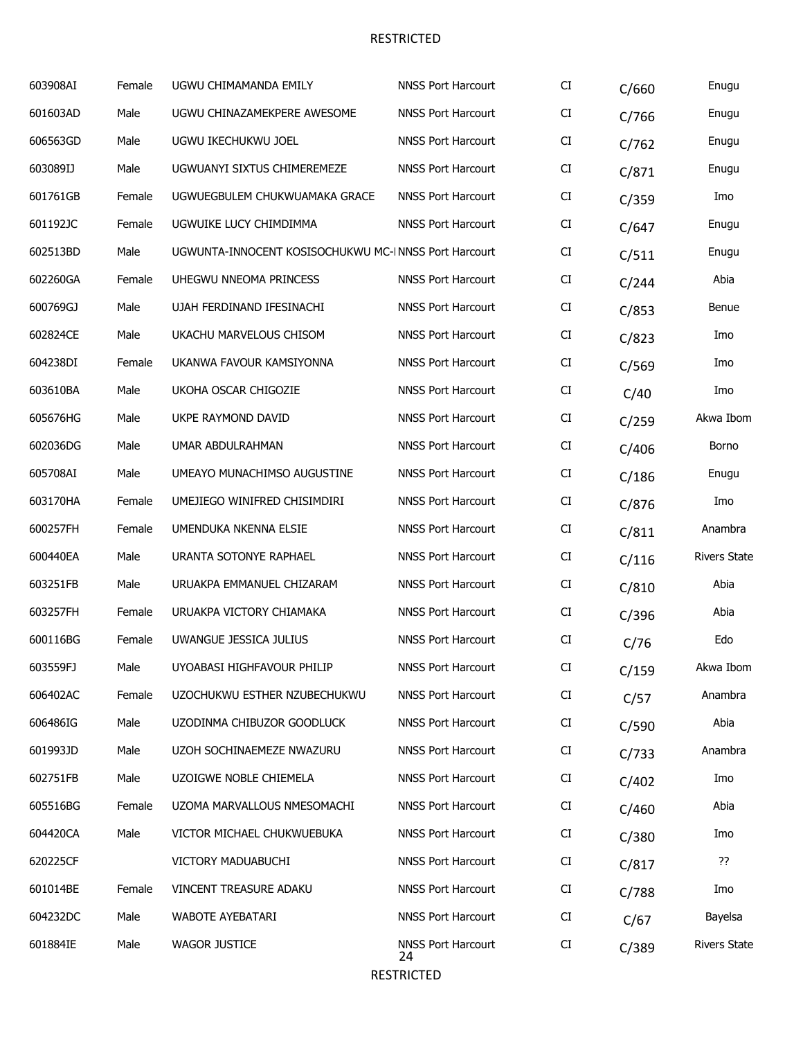| | | | | | | |
|---|---|---|---|---|---|---|
| 603908AI | Female | UGWU CHIMAMANDA EMILY | NNSS Port Harcourt | CI | C/660 | Enugu |
| 601603AD | Male | UGWU CHINAZAMEKPERE AWESOME | NNSS Port Harcourt | CI | C/766 | Enugu |
| 606563GD | Male | UGWU IKECHUKWU JOEL | NNSS Port Harcourt | CI | C/762 | Enugu |
| 603089IJ | Male | UGWUANYI SIXTUS CHIMEREMEZE | NNSS Port Harcourt | CI | C/871 | Enugu |
| 601761GB | Female | UGWUEGBULEM CHUKWUAMAKA GRACE | NNSS Port Harcourt | CI | C/359 | Imo |
| 601192JC | Female | UGWUIKE LUCY CHIMDIMMA | NNSS Port Harcourt | CI | C/647 | Enugu |
| 602513BD | Male | UGWUNTA-INNOCENT KOSISOCHUKWU MC-I | NNSS Port Harcourt | CI | C/511 | Enugu |
| 602260GA | Female | UHEGWU NNEOMA PRINCESS | NNSS Port Harcourt | CI | C/244 | Abia |
| 600769GJ | Male | UJAH FERDINAND IFESINACHI | NNSS Port Harcourt | CI | C/853 | Benue |
| 602824CE | Male | UKACHU MARVELOUS CHISOM | NNSS Port Harcourt | CI | C/823 | Imo |
| 604238DI | Female | UKANWA FAVOUR KAMSIYONNA | NNSS Port Harcourt | CI | C/569 | Imo |
| 603610BA | Male | UKOHA OSCAR CHIGOZIE | NNSS Port Harcourt | CI | C/40 | Imo |
| 605676HG | Male | UKPE RAYMOND DAVID | NNSS Port Harcourt | CI | C/259 | Akwa Ibom |
| 602036DG | Male | UMAR ABDULRAHMAN | NNSS Port Harcourt | CI | C/406 | Borno |
| 605708AI | Male | UMEAYO MUNACHIMSO AUGUSTINE | NNSS Port Harcourt | CI | C/186 | Enugu |
| 603170HA | Female | UMEJIEGO WINIFRED CHISIMDIRI | NNSS Port Harcourt | CI | C/876 | Imo |
| 600257FH | Female | UMENDUKA NKENNA ELSIE | NNSS Port Harcourt | CI | C/811 | Anambra |
| 600440EA | Male | URANTA SOTONYE RAPHAEL | NNSS Port Harcourt | CI | C/116 | Rivers State |
| 603251FB | Male | URUAKPA EMMANUEL CHIZARAM | NNSS Port Harcourt | CI | C/810 | Abia |
| 603257FH | Female | URUAKPA VICTORY CHIAMAKA | NNSS Port Harcourt | CI | C/396 | Abia |
| 600116BG | Female | UWANGUE JESSICA JULIUS | NNSS Port Harcourt | CI | C/76 | Edo |
| 603559FJ | Male | UYOABASI HIGHFAVOUR PHILIP | NNSS Port Harcourt | CI | C/159 | Akwa Ibom |
| 606402AC | Female | UZOCHUKWU ESTHER NZUBECHUKWU | NNSS Port Harcourt | CI | C/57 | Anambra |
| 606486IG | Male | UZODINMA CHIBUZOR GOODLUCK | NNSS Port Harcourt | CI | C/590 | Abia |
| 601993JD | Male | UZOH SOCHINAEMEZE NWAZURU | NNSS Port Harcourt | CI | C/733 | Anambra |
| 602751FB | Male | UZOIGWE NOBLE CHIEMELA | NNSS Port Harcourt | CI | C/402 | Imo |
| 605516BG | Female | UZOMA MARVALLOUS NMESOMACHI | NNSS Port Harcourt | CI | C/460 | Abia |
| 604420CA | Male | VICTOR MICHAEL CHUKWUEBUKA | NNSS Port Harcourt | CI | C/380 | Imo |
| 620225CF | | VICTORY MADUABUCHI | NNSS Port Harcourt | CI | C/817 | ?? |
| 601014BE | Female | VINCENT TREASURE ADAKU | NNSS Port Harcourt | CI | C/788 | Imo |
| 604232DC | Male | WABOTE AYEBATARI | NNSS Port Harcourt | CI | C/67 | Bayelsa |
| 601884IE | Male | WAGOR JUSTICE | NNSS Port Harcourt | CI | C/389 | Rivers State |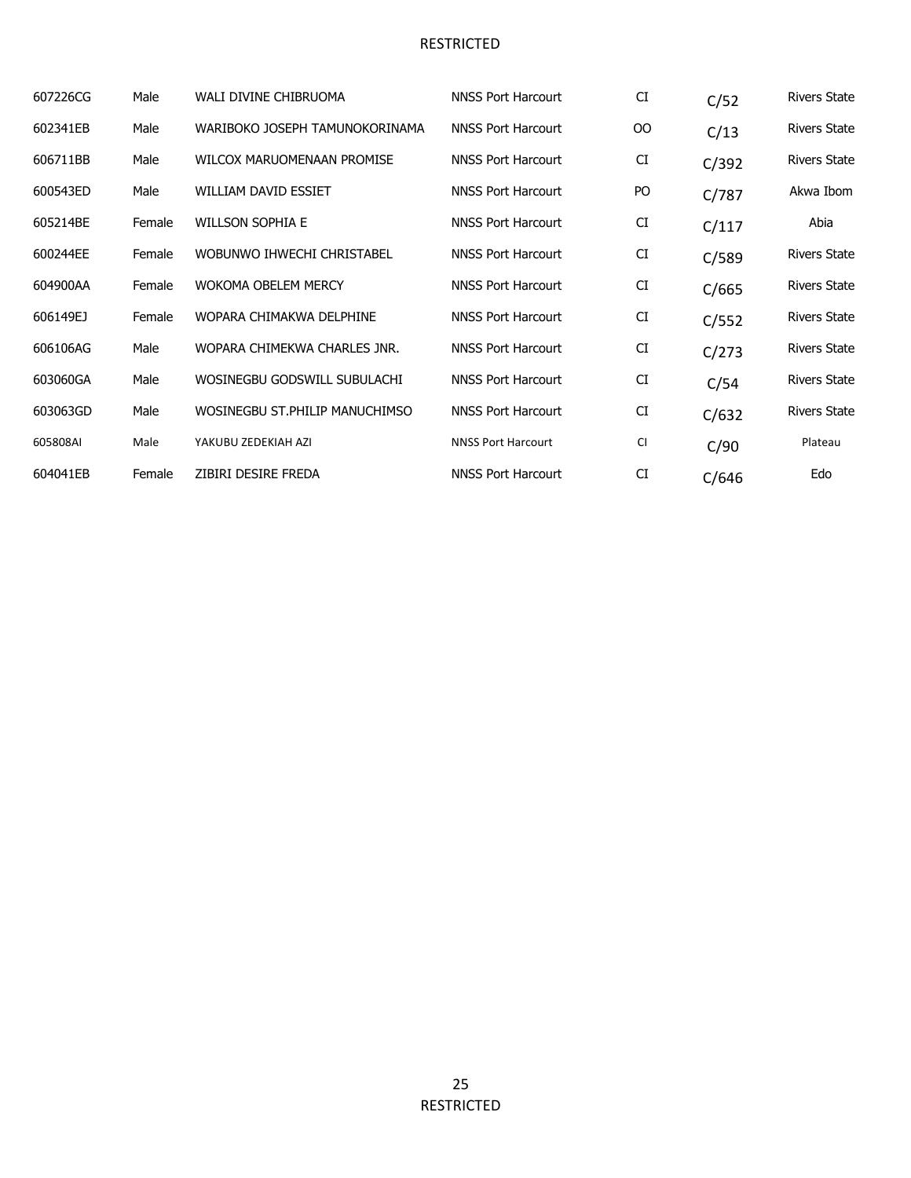| | | | | | | |
|---|---|---|---|---|---|---|
| 607226CG | Male | WALI DIVINE CHIBRUOMA | NNSS Port Harcourt | CI | C/52 | Rivers State |
| 602341EB | Male | WARIBOKO JOSEPH TAMUNOKORINAMA | NNSS Port Harcourt | OO | C/13 | Rivers State |
| 606711BB | Male | WILCOX MARUOMENAAN PROMISE | NNSS Port Harcourt | CI | C/392 | Rivers State |
| 600543ED | Male | WILLIAM DAVID ESSIET | NNSS Port Harcourt | PO | C/787 | Akwa Ibom |
| 605214BE | Female | WILLSON SOPHIA E | NNSS Port Harcourt | CI | C/117 | Abia |
| 600244EE | Female | WOBUNWO IHWECHI CHRISTABEL | NNSS Port Harcourt | CI | C/589 | Rivers State |
| 604900AA | Female | WOKOMA OBELEM MERCY | NNSS Port Harcourt | CI | C/665 | Rivers State |
| 606149EJ | Female | WOPARA CHIMAKWA DELPHINE | NNSS Port Harcourt | CI | C/552 | Rivers State |
| 606106AG | Male | WOPARA CHIMEKWA CHARLES JNR. | NNSS Port Harcourt | CI | C/273 | Rivers State |
| 603060GA | Male | WOSINEGBU GODSWILL SUBULACHI | NNSS Port Harcourt | CI | C/54 | Rivers State |
| 603063GD | Male | WOSINEGBU ST.PHILIP MANUCHIMSO | NNSS Port Harcourt | CI | C/632 | Rivers State |
| 605808AI | Male | YAKUBU ZEDEKIAH AZI | NNSS Port Harcourt | CI | C/90 | Plateau |
| 604041EB | Female | ZIBIRI DESIRE FREDA | NNSS Port Harcourt | CI | C/646 | Edo |